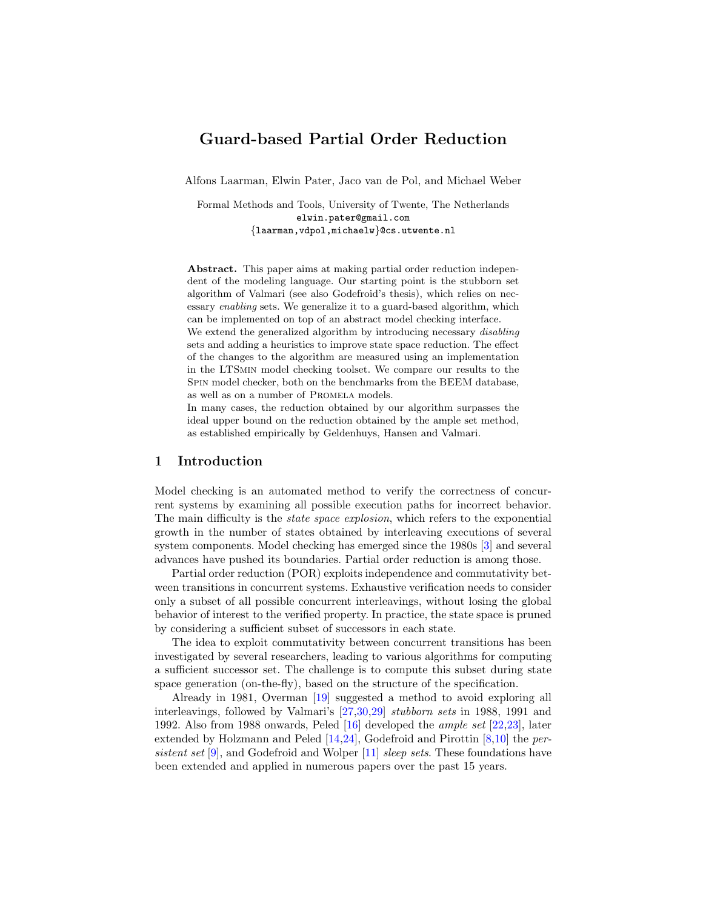# Guard-based Partial Order Reduction

Alfons Laarman, Elwin Pater, Jaco van de Pol, and Michael Weber

Formal Methods and Tools, University of Twente, The Netherlands
elwin.pater@gmail.com
{laarman,vdpol,michaelw}@cs.utwente.nl

**Abstract.** This paper aims at making partial order reduction independent of the modeling language. Our starting point is the stubborn set algorithm of Valmari (see also Godefroid's thesis), which relies on necessary *enabling* sets. We generalize it to a guard-based algorithm, which can be implemented on top of an abstract model checking interface.
We extend the generalized algorithm by introducing necessary *disabling* sets and adding a heuristics to improve state space reduction. The effect of the changes to the algorithm are measured using an implementation in the LTSmin model checking toolset. We compare our results to the Spin model checker, both on the benchmarks from the BEEM database, as well as on a number of Promela models.
In many cases, the reduction obtained by our algorithm surpasses the ideal upper bound on the reduction obtained by the ample set method, as established empirically by Geldenhuys, Hansen and Valmari.

## 1 Introduction

Model checking is an automated method to verify the correctness of concurrent systems by examining all possible execution paths for incorrect behavior. The main difficulty is the *state space explosion*, which refers to the exponential growth in the number of states obtained by interleaving executions of several system components. Model checking has emerged since the 1980s [3] and several advances have pushed its boundaries. Partial order reduction is among those.

Partial order reduction (POR) exploits independence and commutativity between transitions in concurrent systems. Exhaustive verification needs to consider only a subset of all possible concurrent interleavings, without losing the global behavior of interest to the verified property. In practice, the state space is pruned by considering a sufficient subset of successors in each state.

The idea to exploit commutativity between concurrent transitions has been investigated by several researchers, leading to various algorithms for computing a sufficient successor set. The challenge is to compute this subset during state space generation (on-the-fly), based on the structure of the specification.

Already in 1981, Overman [19] suggested a method to avoid exploring all interleavings, followed by Valmari's [27,30,29] *stubborn sets* in 1988, 1991 and 1992. Also from 1988 onwards, Peled [16] developed the *ample set* [22,23], later extended by Holzmann and Peled [14,24], Godefroid and Pirottin [8,10] the *persistent set* [9], and Godefroid and Wolper [11] *sleep sets*. These foundations have been extended and applied in numerous papers over the past 15 years.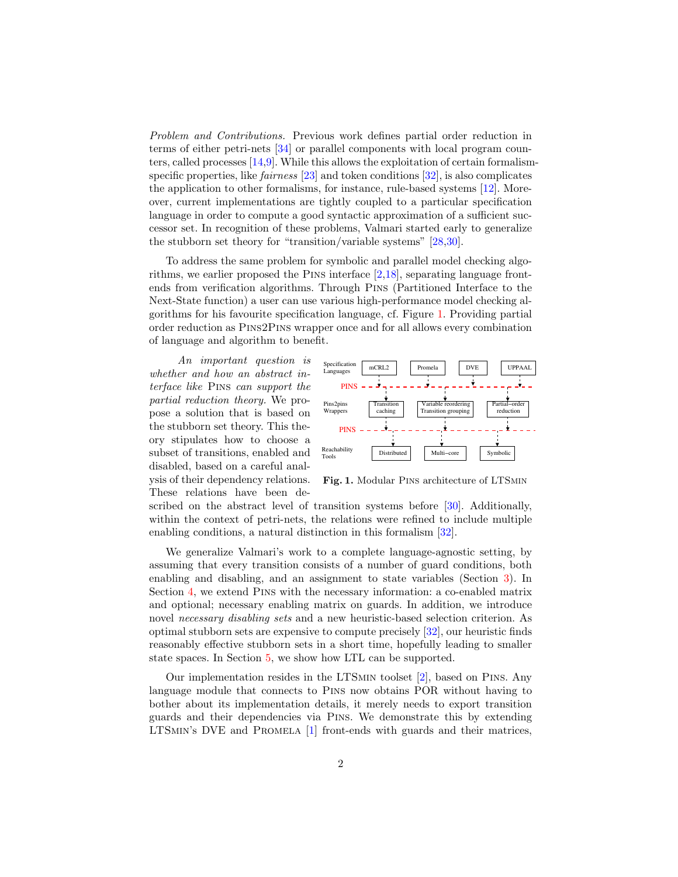*Problem and Contributions.* Previous work defines partial order reduction in terms of either petri-nets [34] or parallel components with local program counters, called processes [14,9]. While this allows the exploitation of certain formalism-specific properties, like *fairness* [23] and token conditions [32], is also complicates the application to other formalisms, for instance, rule-based systems [12]. Moreover, current implementations are tightly coupled to a particular specification language in order to compute a good syntactic approximation of a sufficient successor set. In recognition of these problems, Valmari started early to generalize the stubborn set theory for "transition/variable systems" [28,30].

To address the same problem for symbolic and parallel model checking algorithms, we earlier proposed the Pins interface [2,18], separating language front-ends from verification algorithms. Through Pins (Partitioned Interface to the Next-State function) a user can use various high-performance model checking algorithms for his favourite specification language, cf. Figure 1. Providing partial order reduction as Pins2Pins wrapper once and for all allows every combination of language and algorithm to benefit.

*An important question is whether and how an abstract interface like* Pins *can support the partial reduction theory.* We propose a solution that is based on the stubborn set theory. This theory stipulates how to choose a subset of transitions, enabled and disabled, based on a careful analysis of their dependency relations. These relations have been described on the abstract level of transition systems before [30]. Additionally, within the context of petri-nets, the relations were refined to include multiple enabling conditions, a natural distinction in this formalism [32].

**Fig. 1.** Modular Pins architecture of LTSmin

We generalize Valmari's work to a complete language-agnostic setting, by assuming that every transition consists of a number of guard conditions, both enabling and disabling, and an assignment to state variables (Section 3). In Section 4, we extend Pins with the necessary information: a co-enabled matrix and optional; necessary enabling matrix on guards. In addition, we introduce novel *necessary disabling sets* and a new heuristic-based selection criterion. As optimal stubborn sets are expensive to compute precisely [32], our heuristic finds reasonably effective stubborn sets in a short time, hopefully leading to smaller state spaces. In Section 5, we show how LTL can be supported.

Our implementation resides in the LTSmin toolset [2], based on Pins. Any language module that connects to Pins now obtains POR without having to bother about its implementation details, it merely needs to export transition guards and their dependencies via Pins. We demonstrate this by extending LTSmin's DVE and Promela [1] front-ends with guards and their matrices,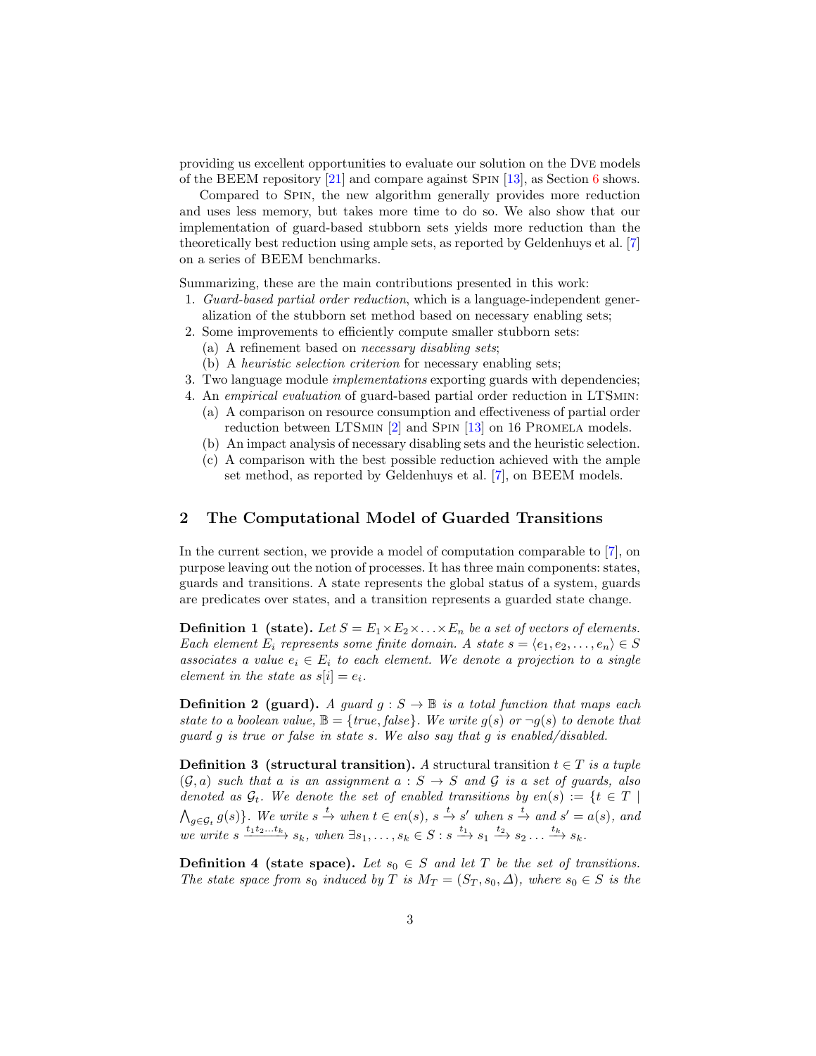providing us excellent opportunities to evaluate our solution on the DVE models of the BEEM repository [21] and compare against SPIN [13], as Section 6 shows.

Compared to SPIN, the new algorithm generally provides more reduction and uses less memory, but takes more time to do so. We also show that our implementation of guard-based stubborn sets yields more reduction than the theoretically best reduction using ample sets, as reported by Geldenhuys et al. [7] on a series of BEEM benchmarks.

Summarizing, these are the main contributions presented in this work:

1. *Guard-based partial order reduction*, which is a language-independent generalization of the stubborn set method based on necessary enabling sets;
2. Some improvements to efficiently compute smaller stubborn sets:
   (a) A refinement based on *necessary disabling sets*;
   (b) A *heuristic selection criterion* for necessary enabling sets;
3. Two language module *implementations* exporting guards with dependencies;
4. An *empirical evaluation* of guard-based partial order reduction in LTSMIN:
   (a) A comparison on resource consumption and effectiveness of partial order reduction between LTSMIN [2] and SPIN [13] on 16 PROMELA models.
   (b) An impact analysis of necessary disabling sets and the heuristic selection.
   (c) A comparison with the best possible reduction achieved with the ample set method, as reported by Geldenhuys et al. [7], on BEEM models.

## 2 The Computational Model of Guarded Transitions

In the current section, we provide a model of computation comparable to [7], on purpose leaving out the notion of processes. It has three main components: states, guards and transitions. A state represents the global status of a system, guards are predicates over states, and a transition represents a guarded state change.

**Definition 1 (state).** *Let $S = E_1 \times E_2 \times \ldots \times E_n$ be a set of vectors of elements. Each element $E_i$ represents some finite domain. A state $s = \langle e_1, e_2, \ldots, e_n \rangle \in S$ associates a value $e_i \in E_i$ to each element. We denote a projection to a single element in the state as $s[i] = e_i$.*

**Definition 2 (guard).** *A guard $g : S \to \mathbb{B}$ is a total function that maps each state to a boolean value, $\mathbb{B} = \{true, false\}$. We write $g(s)$ or $\neg g(s)$ to denote that guard $g$ is true or false in state $s$. We also say that $g$ is enabled/disabled.*

**Definition 3 (structural transition).** *A* structural transition *$t \in T$ is a tuple $(\mathcal{G}, a)$ such that $a$ is an assignment $a : S \to S$ and $\mathcal{G}$ is a set of guards, also denoted as $\mathcal{G}_t$. We denote the set of enabled transitions by $en(s) := \{t \in T \mid \bigwedge_{g \in \mathcal{G}_t} g(s)\}$. We write $s \xrightarrow{t}$ when $t \in en(s)$, $s \xrightarrow{t} s'$ when $s \xrightarrow{t}$ and $s' = a(s)$, and we write $s \xrightarrow{t_1 t_2 \ldots t_k} s_k$, when $\exists s_1, \ldots, s_k \in S : s \xrightarrow{t_1} s_1 \xrightarrow{t_2} s_2 \ldots \xrightarrow{t_k} s_k$.*

**Definition 4 (state space).** *Let $s_0 \in S$ and let $T$ be the set of transitions. The state space from $s_0$ induced by $T$ is $M_T = (S_T, s_0, \Delta)$, where $s_0 \in S$ is the*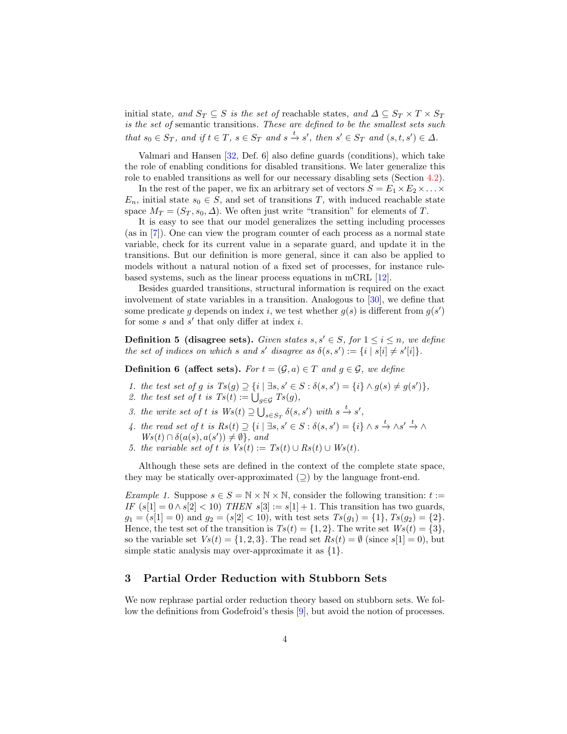initial state, *and* $S_T \subseteq S$ *is the set of* reachable states, *and* $\Delta \subseteq S_T \times T \times S_T$ *is the set of* semantic transitions. *These are defined to be the smallest sets such that* $s_0 \in S_T$, *and if* $t \in T$, $s \in S_T$ *and* $s \xrightarrow{t} s'$, *then* $s' \in S_T$ *and* $(s, t, s') \in \Delta$.

Valmari and Hansen [32, Def. 6] also define guards (conditions), which take the role of enabling conditions for disabled transitions. We later generalize this role to enabled transitions as well for our necessary disabling sets (Section 4.2).

In the rest of the paper, we fix an arbitrary set of vectors $S = E_1 \times E_2 \times \ldots \times E_n$, initial state $s_0 \in S$, and set of transitions $T$, with induced reachable state space $M_T = (S_T, s_0, \Delta)$. We often just write "transition" for elements of $T$.

It is easy to see that our model generalizes the setting including processes (as in [7]). One can view the program counter of each process as a normal state variable, check for its current value in a separate guard, and update it in the transitions. But our definition is more general, since it can also be applied to models without a natural notion of a fixed set of processes, for instance rule-based systems, such as the linear process equations in mCRL [12].

Besides guarded transitions, structural information is required on the exact involvement of state variables in a transition. Analogous to [30], we define that some predicate $g$ depends on index $i$, we test whether $g(s)$ is different from $g(s')$ for some $s$ and $s'$ that only differ at index $i$.

**Definition 5 (disagree sets).** *Given states* $s, s' \in S$, *for* $1 \leq i \leq n$, *we define the set of indices on which* $s$ *and* $s'$ *disagree as* $\delta(s, s') := \{i \mid s[i] \neq s'[i]\}$.

**Definition 6 (affect sets).** *For* $t = (\mathcal{G}, a) \in T$ *and* $g \in \mathcal{G}$, *we define*

1. *the test set of* $g$ *is* $Ts(g) \supseteq \{i \mid \exists s, s' \in S : \delta(s, s') = \{i\} \wedge g(s) \neq g(s')\}$,
2. *the test set of* $t$ *is* $Ts(t) := \bigcup_{g \in \mathcal{G}} Ts(g)$,
3. *the write set of* $t$ *is* $Ws(t) \supseteq \bigcup_{s \in S_T} \delta(s, s')$ *with* $s \xrightarrow{t} s'$,
4. *the read set of* $t$ *is* $Rs(t) \supseteq \{i \mid \exists s, s' \in S : \delta(s, s') = \{i\} \wedge s \xrightarrow{t} \wedge s' \xrightarrow{t} \wedge Ws(t) \cap \delta(a(s), a(s')) \neq \emptyset\}$, *and*
5. *the variable set of* $t$ *is* $Vs(t) := Ts(t) \cup Rs(t) \cup Ws(t)$.

Although these sets are defined in the context of the complete state space, they may be statically over-approximated ($\supseteq$) by the language front-end.

*Example 1.* Suppose $s \in S = \mathbb{N} \times \mathbb{N} \times \mathbb{N}$, consider the following transition: $t :=$ *IF* $(s[1] = 0 \wedge s[2] < 10)$ *THEN* $s[3] := s[1] + 1$. This transition has two guards, $g_1 = (s[1] = 0)$ and $g_2 = (s[2] < 10)$, with test sets $Ts(g_1) = \{1\}$, $Ts(g_2) = \{2\}$. Hence, the test set of the transition is $Ts(t) = \{1, 2\}$. The write set $Ws(t) = \{3\}$, so the variable set $Vs(t) = \{1, 2, 3\}$. The read set $Rs(t) = \emptyset$ (since $s[1] = 0$), but simple static analysis may over-approximate it as $\{1\}$.

## 3 Partial Order Reduction with Stubborn Sets

We now rephrase partial order reduction theory based on stubborn sets. We follow the definitions from Godefroid's thesis [9], but avoid the notion of processes.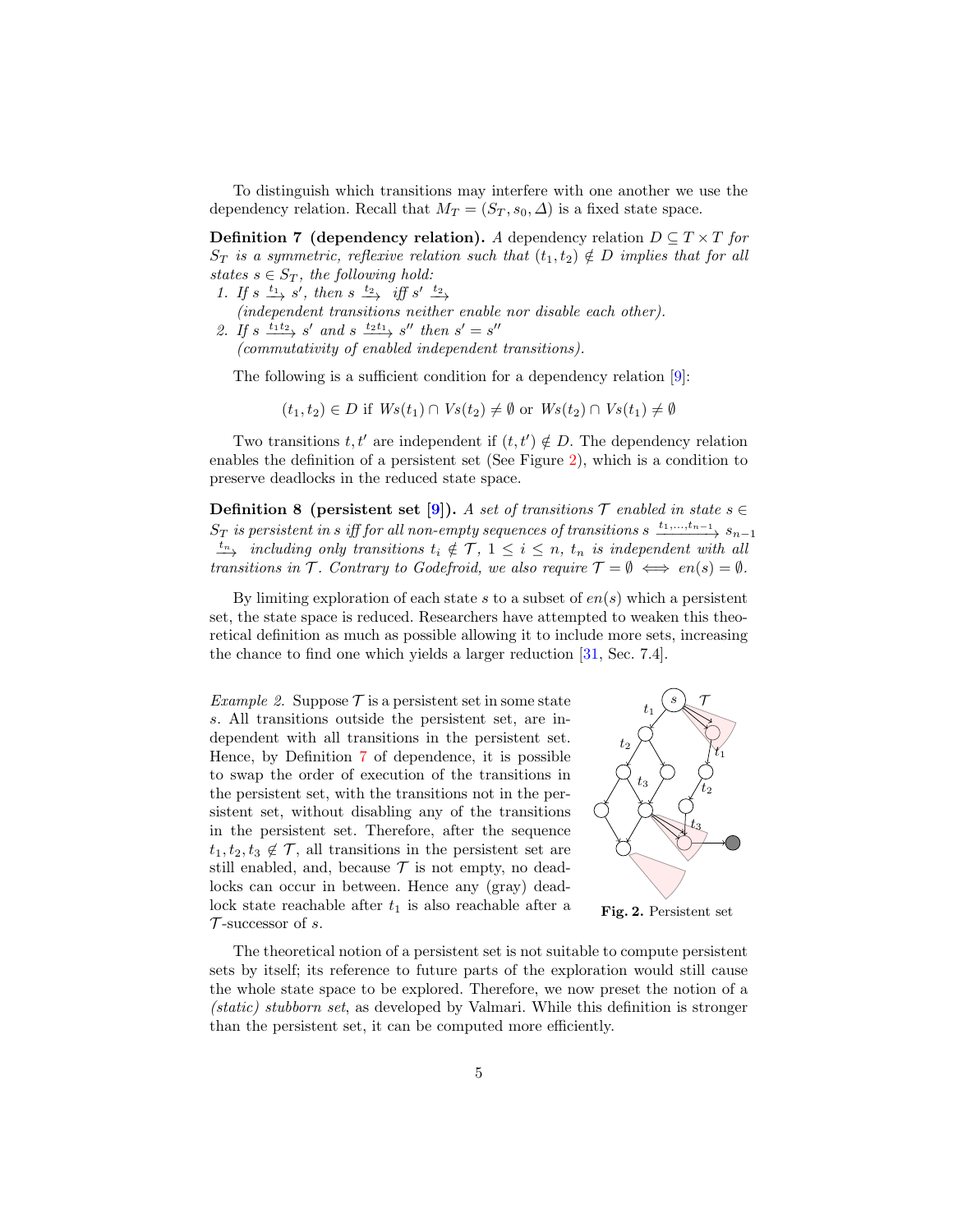To distinguish which transitions may interfere with one another we use the dependency relation. Recall that $M_T = (S_T, s_0, \Delta)$ is a fixed state space.

**Definition 7 (dependency relation).** *A* dependency relation *$D \subseteq T \times T$ for $S_T$ is a symmetric, reflexive relation such that $(t_1, t_2) \notin D$ implies that for all states $s \in S_T$, the following hold:*

1. *If $s \xrightarrow{t_1} s'$, then $s \xrightarrow{t_2}$ iff $s' \xrightarrow{t_2}$*
   *(independent transitions neither enable nor disable each other).*
2. *If $s \xrightarrow{t_1 t_2} s'$ and $s \xrightarrow{t_2 t_1} s''$ then $s' = s''$*
   *(commutativity of enabled independent transitions).*

The following is a sufficient condition for a dependency relation [9]:

$$(t_1, t_2) \in D \text{ if } Ws(t_1) \cap Vs(t_2) \neq \emptyset \text{ or } Ws(t_2) \cap Vs(t_1) \neq \emptyset$$

Two transitions $t, t'$ are independent if $(t, t') \notin D$. The dependency relation enables the definition of a persistent set (See Figure 2), which is a condition to preserve deadlocks in the reduced state space.

**Definition 8 (persistent set [9]).** *A set of transitions $\mathcal{T}$ enabled in state $s \in S_T$ is persistent in $s$ iff for all non-empty sequences of transitions $s \xrightarrow{t_1,\ldots,t_{n-1}} s_{n-1} \xrightarrow{t_n}$ including only transitions $t_i \notin \mathcal{T}$, $1 \leq i \leq n$, $t_n$ is independent with all transitions in $\mathcal{T}$. Contrary to Godefroid, we also require $\mathcal{T} = \emptyset \iff en(s) = \emptyset$.*

By limiting exploration of each state $s$ to a subset of $en(s)$ which a persistent set, the state space is reduced. Researchers have attempted to weaken this theoretical definition as much as possible allowing it to include more sets, increasing the chance to find one which yields a larger reduction [31, Sec. 7.4].

*Example 2.* Suppose $\mathcal{T}$ is a persistent set in some state $s$. All transitions outside the persistent set, are independent with all transitions in the persistent set. Hence, by Definition 7 of dependence, it is possible to swap the order of execution of the transitions in the persistent set, with the transitions not in the persistent set, without disabling any of the transitions in the persistent set. Therefore, after the sequence $t_1, t_2, t_3 \notin \mathcal{T}$, all transitions in the persistent set are still enabled, and, because $\mathcal{T}$ is not empty, no deadlocks can occur in between. Hence any (gray) deadlock state reachable after $t_1$ is also reachable after a $\mathcal{T}$-successor of $s$.

**Fig. 2.** Persistent set

The theoretical notion of a persistent set is not suitable to compute persistent sets by itself; its reference to future parts of the exploration would still cause the whole state space to be explored. Therefore, we now preset the notion of a *(static) stubborn set*, as developed by Valmari. While this definition is stronger than the persistent set, it can be computed more efficiently.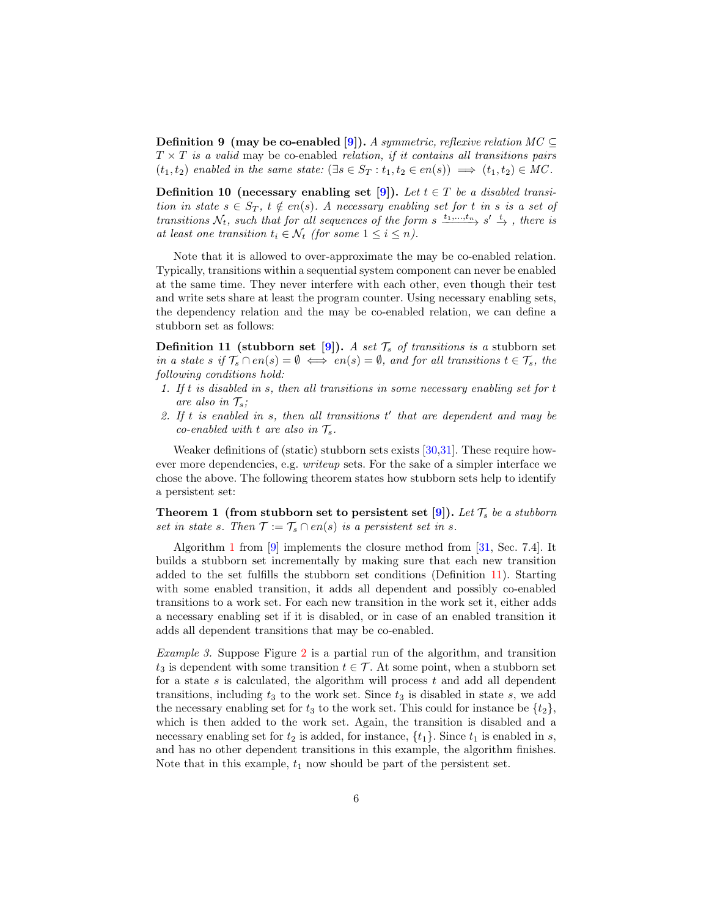**Definition 9 (may be co-enabled [9]).** *A symmetric, reflexive relation $MC \subseteq T \times T$ is a valid* may be co-enabled *relation, if it contains all transitions pairs $(t_1, t_2)$ enabled in the same state: $(\exists s \in S_T : t_1, t_2 \in en(s)) \implies (t_1, t_2) \in MC$.*

**Definition 10 (necessary enabling set [9]).** *Let $t \in T$ be a disabled transition in state $s \in S_T$, $t \notin en(s)$. A necessary enabling set for $t$ in $s$ is a set of transitions $\mathcal{N}_t$, such that for all sequences of the form $s \xrightarrow{t_1,\ldots,t_n} s' \xrightarrow{t}$, there is at least one transition $t_i \in \mathcal{N}_t$ (for some $1 \leq i \leq n$).*

Note that it is allowed to over-approximate the may be co-enabled relation. Typically, transitions within a sequential system component can never be enabled at the same time. They never interfere with each other, even though their test and write sets share at least the program counter. Using necessary enabling sets, the dependency relation and the may be co-enabled relation, we can define a stubborn set as follows:

**Definition 11 (stubborn set [9]).** *A set $\mathcal{T}_s$ of transitions is a* stubborn set *in a state $s$ if $\mathcal{T}_s \cap en(s) = \emptyset \iff en(s) = \emptyset$, and for all transitions $t \in \mathcal{T}_s$, the following conditions hold:*

1. *If $t$ is disabled in $s$, then all transitions in some necessary enabling set for $t$ are also in $\mathcal{T}_s$;*
2. *If $t$ is enabled in $s$, then all transitions $t'$ that are dependent and may be co-enabled with $t$ are also in $\mathcal{T}_s$.*

Weaker definitions of (static) stubborn sets exists [30,31]. These require however more dependencies, e.g. *writeup* sets. For the sake of a simpler interface we chose the above. The following theorem states how stubborn sets help to identify a persistent set:

**Theorem 1 (from stubborn set to persistent set [9]).** *Let $\mathcal{T}_s$ be a stubborn set in state $s$. Then $\mathcal{T} := \mathcal{T}_s \cap en(s)$ is a persistent set in $s$.*

Algorithm 1 from [9] implements the closure method from [31, Sec. 7.4]. It builds a stubborn set incrementally by making sure that each new transition added to the set fulfills the stubborn set conditions (Definition 11). Starting with some enabled transition, it adds all dependent and possibly co-enabled transitions to a work set. For each new transition in the work set it, either adds a necessary enabling set if it is disabled, or in case of an enabled transition it adds all dependent transitions that may be co-enabled.

*Example 3.* Suppose Figure 2 is a partial run of the algorithm, and transition $t_3$ is dependent with some transition $t \in \mathcal{T}$. At some point, when a stubborn set for a state $s$ is calculated, the algorithm will process $t$ and add all dependent transitions, including $t_3$ to the work set. Since $t_3$ is disabled in state $s$, we add the necessary enabling set for $t_3$ to the work set. This could for instance be $\{t_2\}$, which is then added to the work set. Again, the transition is disabled and a necessary enabling set for $t_2$ is added, for instance, $\{t_1\}$. Since $t_1$ is enabled in $s$, and has no other dependent transitions in this example, the algorithm finishes. Note that in this example, $t_1$ now should be part of the persistent set.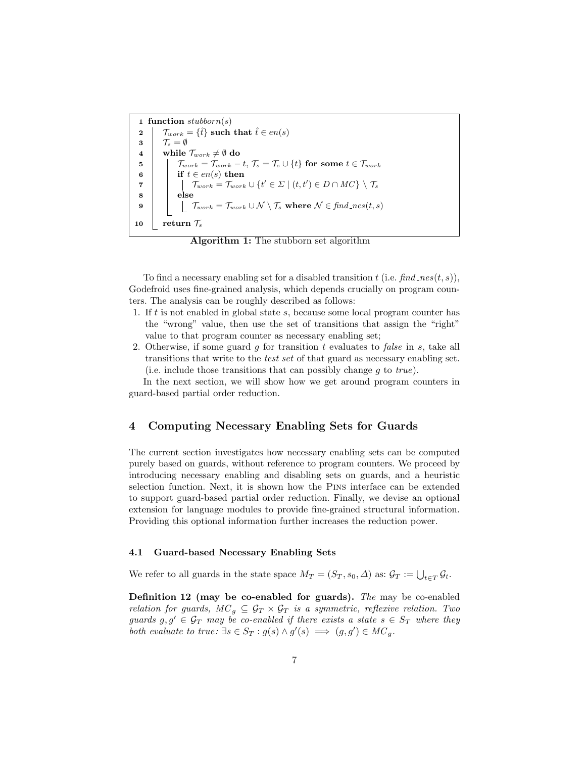```
1  function stubborn(s)
2  |  T_work = {t̂} such that t̂ ∈ en(s)
3  |  T_s = ∅
4  |  while T_work ≠ ∅ do
5  |  |  T_work = T_work − t, T_s = T_s ∪ {t} for some t ∈ T_work
6  |  |  if t ∈ en(s) then
7  |  |  |  T_work = T_work ∪ {t' ∈ Σ | (t, t') ∈ D ∩ MC} \ T_s
8  |  |  else
9  |  |  |  T_work = T_work ∪ N \ T_s where N ∈ find_nes(t, s)
10 |  return T_s
```

**Algorithm 1:** The stubborn set algorithm

To find a necessary enabling set for a disabled transition $t$ (i.e. *find_nes*$(t, s)$), Godefroid uses fine-grained analysis, which depends crucially on program counters. The analysis can be roughly described as follows:

1. If $t$ is not enabled in global state $s$, because some local program counter has the "wrong" value, then use the set of transitions that assign the "right" value to that program counter as necessary enabling set;
2. Otherwise, if some guard $g$ for transition $t$ evaluates to *false* in $s$, take all transitions that write to the *test set* of that guard as necessary enabling set. (i.e. include those transitions that can possibly change $g$ to *true*).

In the next section, we will show how we get around program counters in guard-based partial order reduction.

## 4 Computing Necessary Enabling Sets for Guards

The current section investigates how necessary enabling sets can be computed purely based on guards, without reference to program counters. We proceed by introducing necessary enabling and disabling sets on guards, and a heuristic selection function. Next, it is shown how the PINS interface can be extended to support guard-based partial order reduction. Finally, we devise an optional extension for language modules to provide fine-grained structural information. Providing this optional information further increases the reduction power.

### 4.1 Guard-based Necessary Enabling Sets

We refer to all guards in the state space $M_T = (S_T, s_0, \Delta)$ as: $\mathcal{G}_T := \bigcup_{t \in T} \mathcal{G}_t$.

**Definition 12 (may be co-enabled for guards).** *The* may be co-enabled *relation for guards,* $MC_g \subseteq \mathcal{G}_T \times \mathcal{G}_T$ *is a symmetric, reflexive relation. Two guards* $g, g' \in \mathcal{G}_T$ *may be co-enabled if there exists a state* $s \in S_T$ *where they both evaluate to true:* $\exists s \in S_T : g(s) \wedge g'(s) \implies (g, g') \in MC_g$.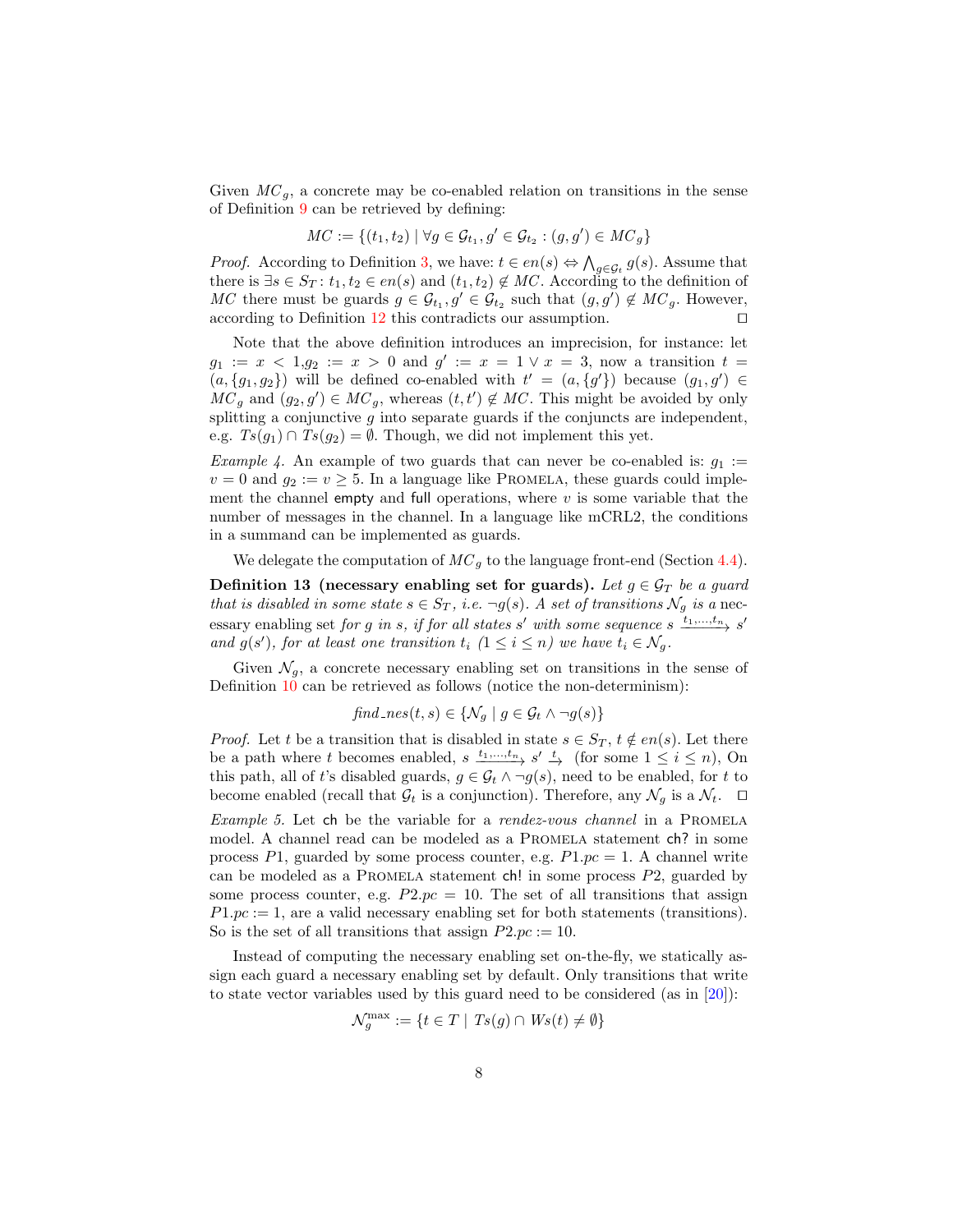Given $MC_g$, a concrete may be co-enabled relation on transitions in the sense of Definition 9 can be retrieved by defining:

$$MC := \{(t_1, t_2) \mid \forall g \in \mathcal{G}_{t_1}, g' \in \mathcal{G}_{t_2} : (g, g') \in MC_g\}$$

*Proof.* According to Definition 3, we have: $t \in en(s) \Leftrightarrow \bigwedge_{g \in \mathcal{G}_t} g(s)$. Assume that there is $\exists s \in S_T : t_1, t_2 \in en(s)$ and $(t_1, t_2) \notin MC$. According to the definition of $MC$ there must be guards $g \in \mathcal{G}_{t_1}, g' \in \mathcal{G}_{t_2}$ such that $(g, g') \notin MC_g$. However, according to Definition 12 this contradicts our assumption. □

Note that the above definition introduces an imprecision, for instance: let $g_1 := x < 1$, $g_2 := x > 0$ and $g' := x = 1 \vee x = 3$, now a transition $t = (a, \{g_1, g_2\})$ will be defined co-enabled with $t' = (a, \{g'\})$ because $(g_1, g') \in MC_g$ and $(g_2, g') \in MC_g$, whereas $(t, t') \notin MC$. This might be avoided by only splitting a conjunctive $g$ into separate guards if the conjuncts are independent, e.g. $Ts(g_1) \cap Ts(g_2) = \emptyset$. Though, we did not implement this yet.

*Example 4.* An example of two guards that can never be co-enabled is: $g_1 := v = 0$ and $g_2 := v \geq 5$. In a language like Promela, these guards could implement the channel empty and full operations, where $v$ is some variable that the number of messages in the channel. In a language like mCRL2, the conditions in a summand can be implemented as guards.

We delegate the computation of $MC_g$ to the language front-end (Section 4.4).

**Definition 13 (necessary enabling set for guards).** *Let $g \in \mathcal{G}_T$ be a guard that is disabled in some state $s \in S_T$, i.e. $\neg g(s)$. A set of transitions $\mathcal{N}_g$ is a* necessary enabling set *for $g$ in $s$, if for all states $s'$ with some sequence $s \xrightarrow{t_1,\ldots,t_n} s'$ and $g(s')$, for at least one transition $t_i$ $(1 \leq i \leq n)$ we have $t_i \in \mathcal{N}_g$.*

Given $\mathcal{N}_g$, a concrete necessary enabling set on transitions in the sense of Definition 10 can be retrieved as follows (notice the non-determinism):

$$find\_nes(t, s) \in \{\mathcal{N}_g \mid g \in \mathcal{G}_t \wedge \neg g(s)\}$$

*Proof.* Let $t$ be a transition that is disabled in state $s \in S_T$, $t \notin en(s)$. Let there be a path where $t$ becomes enabled, $s \xrightarrow{t_1,\ldots,t_n} s' \xrightarrow{t}$ (for some $1 \leq i \leq n$), On this path, all of $t$'s disabled guards, $g \in \mathcal{G}_t \wedge \neg g(s)$, need to be enabled, for $t$ to become enabled (recall that $\mathcal{G}_t$ is a conjunction). Therefore, any $\mathcal{N}_g$ is a $\mathcal{N}_t$. □

*Example 5.* Let ch be the variable for a *rendez-vous channel* in a Promela model. A channel read can be modeled as a Promela statement ch? in some process $P1$, guarded by some process counter, e.g. $P1.pc = 1$. A channel write can be modeled as a Promela statement ch! in some process $P2$, guarded by some process counter, e.g. $P2.pc = 10$. The set of all transitions that assign $P1.pc := 1$, are a valid necessary enabling set for both statements (transitions). So is the set of all transitions that assign $P2.pc := 10$.

Instead of computing the necessary enabling set on-the-fly, we statically assign each guard a necessary enabling set by default. Only transitions that write to state vector variables used by this guard need to be considered (as in [20]):

$$\mathcal{N}_g^{\max} := \{t \in T \mid Ts(g) \cap Ws(t) \neq \emptyset\}$$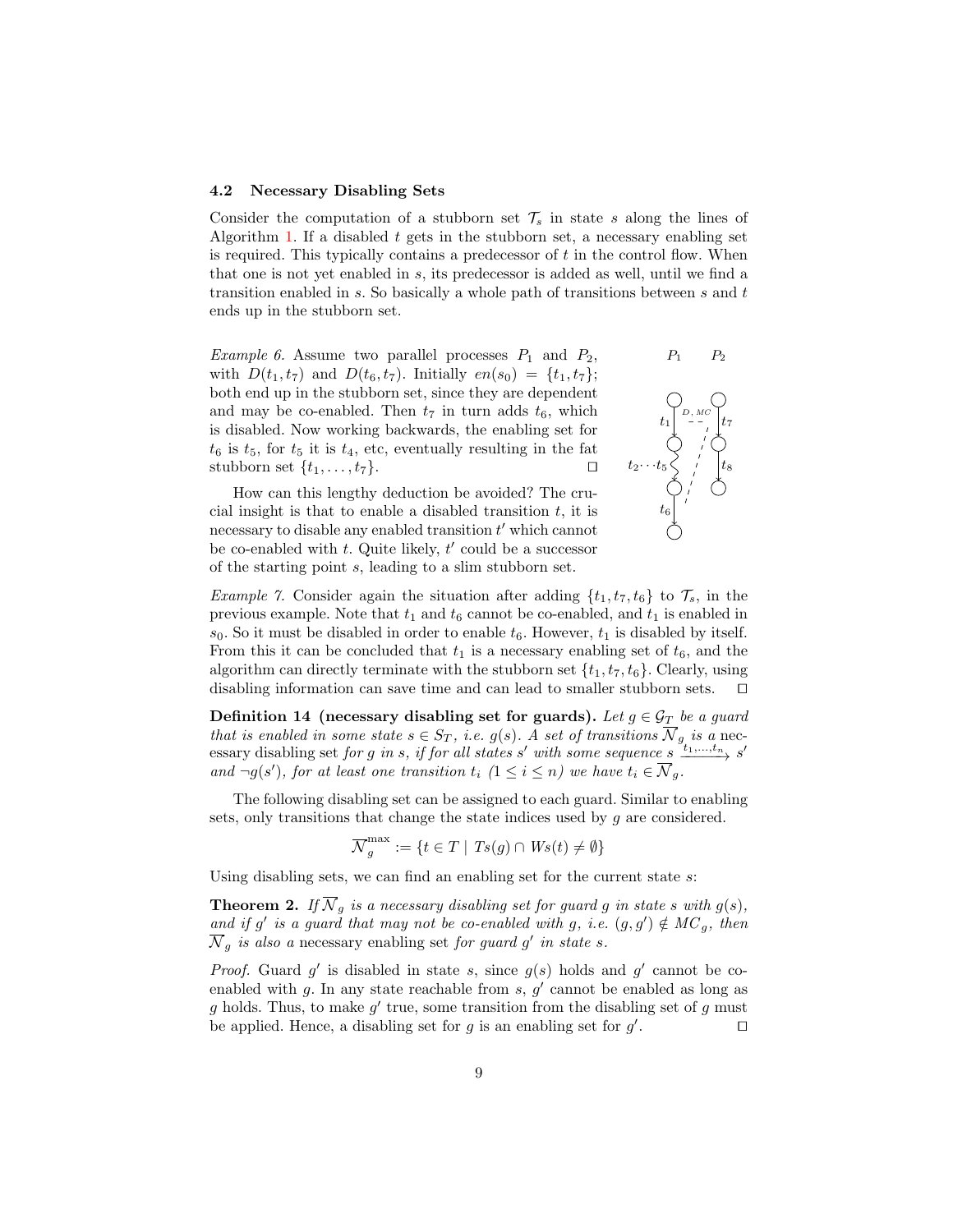### 4.2 Necessary Disabling Sets

Consider the computation of a stubborn set $\mathcal{T}_s$ in state $s$ along the lines of Algorithm 1. If a disabled $t$ gets in the stubborn set, a necessary enabling set is required. This typically contains a predecessor of $t$ in the control flow. When that one is not yet enabled in $s$, its predecessor is added as well, until we find a transition enabled in $s$. So basically a whole path of transitions between $s$ and $t$ ends up in the stubborn set.

*Example 6.* Assume two parallel processes $P_1$ and $P_2$, with $D(t_1, t_7)$ and $D(t_6, t_7)$. Initially $en(s_0) = \{t_1, t_7\}$; both end up in the stubborn set, since they are dependent and may be co-enabled. Then $t_7$ in turn adds $t_6$, which is disabled. Now working backwards, the enabling set for $t_6$ is $t_5$, for $t_5$ it is $t_4$, etc, eventually resulting in the fat stubborn set $\{t_1, \ldots, t_7\}$. □

How can this lengthy deduction be avoided? The crucial insight is that to enable a disabled transition $t$, it is necessary to disable any enabled transition $t'$ which cannot be co-enabled with $t$. Quite likely, $t'$ could be a successor of the starting point $s$, leading to a slim stubborn set.

*Example 7.* Consider again the situation after adding $\{t_1, t_7, t_6\}$ to $\mathcal{T}_s$, in the previous example. Note that $t_1$ and $t_6$ cannot be co-enabled, and $t_1$ is enabled in $s_0$. So it must be disabled in order to enable $t_6$. However, $t_1$ is disabled by itself. From this it can be concluded that $t_1$ is a necessary enabling set of $t_6$, and the algorithm can directly terminate with the stubborn set $\{t_1, t_7, t_6\}$. Clearly, using disabling information can save time and can lead to smaller stubborn sets. □

**Definition 14 (necessary disabling set for guards).** *Let $g \in \mathcal{G}_T$ be a guard that is enabled in some state $s \in S_T$, i.e. $g(s)$. A set of transitions $\overline{\mathcal{N}}_g$ is a* necessary disabling set *for $g$ in $s$, if for all states $s'$ with some sequence $s \xrightarrow{t_1,\ldots,t_n} s'$ and $\neg g(s')$, for at least one transition $t_i$ $(1 \leq i \leq n)$ we have $t_i \in \overline{\mathcal{N}}_g$.*

The following disabling set can be assigned to each guard. Similar to enabling sets, only transitions that change the state indices used by $g$ are considered.

$$\overline{\mathcal{N}}_g^{\max} := \{t \in T \mid Ts(g) \cap Ws(t) \neq \emptyset\}$$

Using disabling sets, we can find an enabling set for the current state $s$:

**Theorem 2.** *If $\overline{\mathcal{N}}_g$ is a necessary disabling set for guard $g$ in state $s$ with $g(s)$, and if $g'$ is a guard that may not be co-enabled with $g$, i.e. $(g, g') \notin MC_g$, then $\overline{\mathcal{N}}_g$ is also a* necessary enabling set *for guard $g'$ in state $s$.*

*Proof.* Guard $g'$ is disabled in state $s$, since $g(s)$ holds and $g'$ cannot be co-enabled with $g$. In any state reachable from $s$, $g'$ cannot be enabled as long as $g$ holds. Thus, to make $g'$ true, some transition from the disabling set of $g$ must be applied. Hence, a disabling set for $g$ is an enabling set for $g'$. □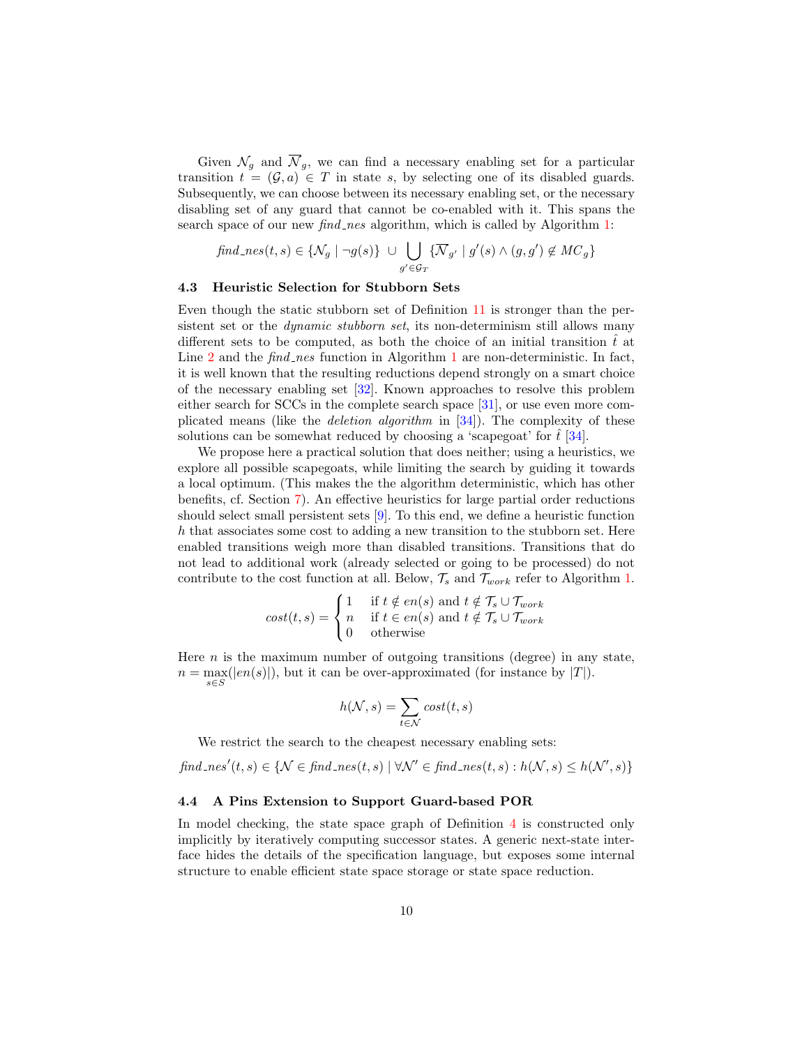Given $\mathcal{N}_g$ and $\overline{\mathcal{N}}_g$, we can find a necessary enabling set for a particular transition $t = (\mathcal{G}, a) \in T$ in state $s$, by selecting one of its disabled guards. Subsequently, we can choose between its necessary enabling set, or the necessary disabling set of any guard that cannot be co-enabled with it. This spans the search space of our new *find_nes* algorithm, which is called by Algorithm 1:

$$\mathit{find\_nes}(t,s) \in \{\mathcal{N}_g \mid \neg g(s)\} \ \cup \bigcup_{g' \in \mathcal{G}_T} \{\overline{\mathcal{N}}_{g'} \mid g'(s) \wedge (g,g') \notin MC_g\}$$

### 4.3 Heuristic Selection for Stubborn Sets

Even though the static stubborn set of Definition 11 is stronger than the persistent set or the *dynamic stubborn set*, its non-determinism still allows many different sets to be computed, as both the choice of an initial transition $\hat{t}$ at Line 2 and the *find_nes* function in Algorithm 1 are non-deterministic. In fact, it is well known that the resulting reductions depend strongly on a smart choice of the necessary enabling set [32]. Known approaches to resolve this problem either search for SCCs in the complete search space [31], or use even more complicated means (like the *deletion algorithm* in [34]). The complexity of these solutions can be somewhat reduced by choosing a 'scapegoat' for $\hat{t}$ [34].

We propose here a practical solution that does neither; using a heuristics, we explore all possible scapegoats, while limiting the search by guiding it towards a local optimum. (This makes the the algorithm deterministic, which has other benefits, cf. Section 7). An effective heuristics for large partial order reductions should select small persistent sets [9]. To this end, we define a heuristic function $h$ that associates some cost to adding a new transition to the stubborn set. Here enabled transitions weigh more than disabled transitions. Transitions that do not lead to additional work (already selected or going to be processed) do not contribute to the cost function at all. Below, $\mathcal{T}_s$ and $\mathcal{T}_{work}$ refer to Algorithm 1.

$$\mathit{cost}(t,s) = \begin{cases} 1 & \text{if } t \notin \mathit{en}(s) \text{ and } t \notin \mathcal{T}_s \cup \mathcal{T}_{work} \\ n & \text{if } t \in \mathit{en}(s) \text{ and } t \notin \mathcal{T}_s \cup \mathcal{T}_{work} \\ 0 & \text{otherwise} \end{cases}$$

Here $n$ is the maximum number of outgoing transitions (degree) in any state, $n = \max_{s \in S}(|\mathit{en}(s)|)$, but it can be over-approximated (for instance by $|T|$).

$$h(\mathcal{N}, s) = \sum_{t \in \mathcal{N}} \mathit{cost}(t,s)$$

We restrict the search to the cheapest necessary enabling sets:

$$\mathit{find\_nes}'(t,s) \in \{\mathcal{N} \in \mathit{find\_nes}(t,s) \mid \forall \mathcal{N}' \in \mathit{find\_nes}(t,s) : h(\mathcal{N},s) \leq h(\mathcal{N}',s)\}$$

### 4.4 A Pins Extension to Support Guard-based POR

In model checking, the state space graph of Definition 4 is constructed only implicitly by iteratively computing successor states. A generic next-state interface hides the details of the specification language, but exposes some internal structure to enable efficient state space storage or state space reduction.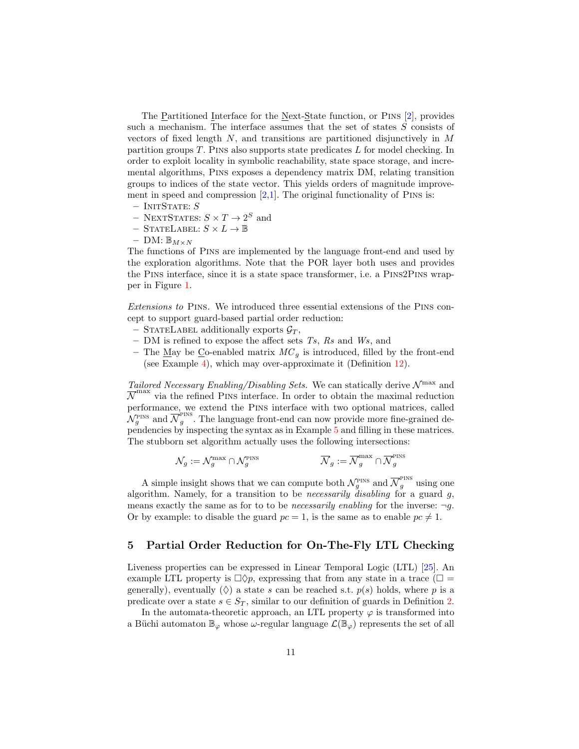The Partitioned Interface for the Next-State function, or Pins [2], provides such a mechanism. The interface assumes that the set of states $S$ consists of vectors of fixed length $N$, and transitions are partitioned disjunctively in $M$ partition groups $T$. Pins also supports state predicates $L$ for model checking. In order to exploit locality in symbolic reachability, state space storage, and incremental algorithms, Pins exposes a dependency matrix DM, relating transition groups to indices of the state vector. This yields orders of magnitude improvement in speed and compression [2,1]. The original functionality of Pins is:

- InitState: $S$
- NextStates: $S \times T \to 2^S$ and
- StateLabel: $S \times L \to \mathbb{B}$
- DM: $\mathbb{B}_{M \times N}$

The functions of Pins are implemented by the language front-end and used by the exploration algorithms. Note that the POR layer both uses and provides the Pins interface, since it is a state space transformer, i.e. a Pins2Pins wrapper in Figure 1.

*Extensions to* Pins. We introduced three essential extensions of the Pins concept to support guard-based partial order reduction:

- StateLabel additionally exports $\mathcal{G}_T$,
- DM is refined to expose the affect sets $Ts$, $Rs$ and $Ws$, and
- The May be Co-enabled matrix $MC_g$ is introduced, filled by the front-end (see Example 4), which may over-approximate it (Definition 12).

*Tailored Necessary Enabling/Disabling Sets.* We can statically derive $\mathcal{N}^{\max}$ and $\overline{\mathcal{N}}^{\max}$ via the refined Pins interface. In order to obtain the maximal reduction performance, we extend the Pins interface with two optional matrices, called $\mathcal{N}_g^{\text{PINS}}$ and $\overline{\mathcal{N}}_g^{\text{PINS}}$. The language front-end can now provide more fine-grained dependencies by inspecting the syntax as in Example 5 and filling in these matrices. The stubborn set algorithm actually uses the following intersections:

$$\mathcal{N}_g := \mathcal{N}_g^{\max} \cap \mathcal{N}_g^{\text{PINS}} \qquad\qquad \overline{\mathcal{N}}_g := \overline{\mathcal{N}}_g^{\max} \cap \overline{\mathcal{N}}_g^{\text{PINS}}$$

A simple insight shows that we can compute both $\mathcal{N}_g^{\text{PINS}}$ and $\overline{\mathcal{N}}_g^{\text{PINS}}$ using one algorithm. Namely, for a transition to be *necessarily disabling* for a guard $g$, means exactly the same as for to to be *necessarily enabling* for the inverse: $\neg g$. Or by example: to disable the guard $pc = 1$, is the same as to enable $pc \neq 1$.

## 5 Partial Order Reduction for On-The-Fly LTL Checking

Liveness properties can be expressed in Linear Temporal Logic (LTL) [25]. An example LTL property is $\Box\Diamond p$, expressing that from any state in a trace ($\Box$ = generally), eventually ($\Diamond$) a state $s$ can be reached s.t. $p(s)$ holds, where $p$ is a predicate over a state $s \in S_T$, similar to our definition of guards in Definition 2.

In the automata-theoretic approach, an LTL property $\varphi$ is transformed into a Büchi automaton $\mathbb{B}_\varphi$ whose $\omega$-regular language $\mathcal{L}(\mathbb{B}_\varphi)$ represents the set of all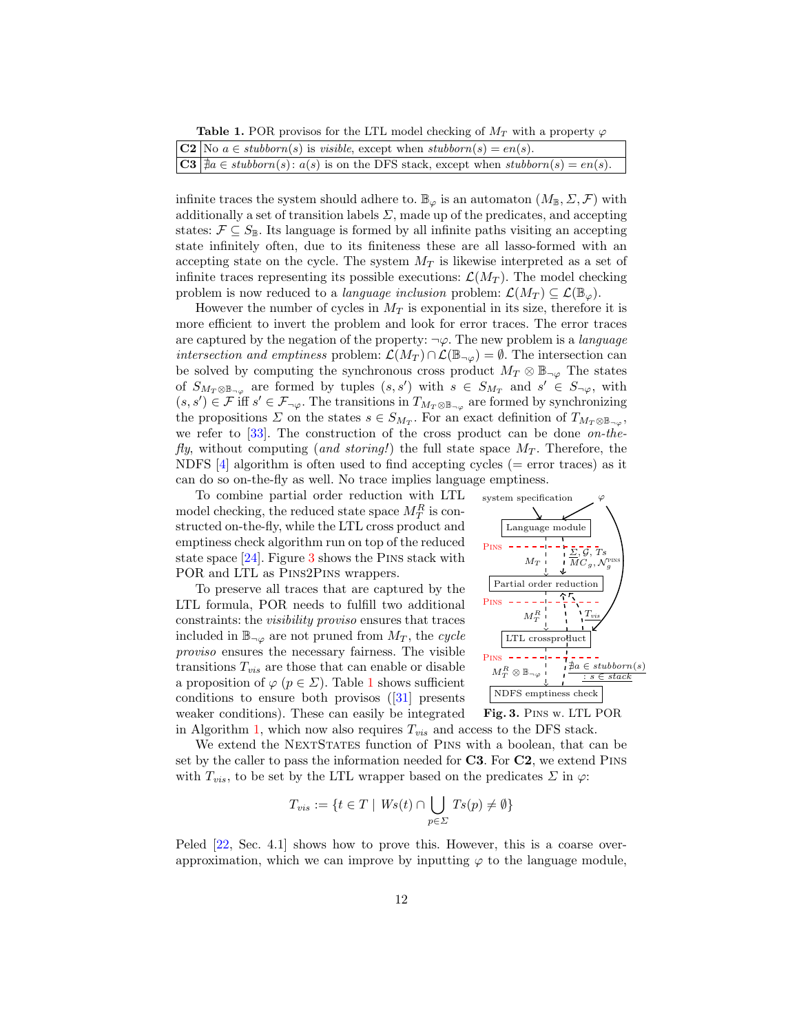**Table 1.** POR provisos for the LTL model checking of $M_T$ with a property $\varphi$

| | |
|---|---|
| **C2** | No $a \in \mathit{stubborn}(s)$ is *visible*, except when $\mathit{stubborn}(s) = \mathit{en}(s)$. |
| **C3** | $\nexists a \in \mathit{stubborn}(s)$: $a(s)$ is on the DFS stack, except when $\mathit{stubborn}(s) = \mathit{en}(s)$. |

infinite traces the system should adhere to. $\mathbb{B}_\varphi$ is an automaton $(M_{\mathbb{B}}, \Sigma, \mathcal{F})$ with additionally a set of transition labels $\Sigma$, made up of the predicates, and accepting states: $\mathcal{F} \subseteq S_{\mathbb{B}}$. Its language is formed by all infinite paths visiting an accepting state infinitely often, due to its finiteness these are all lasso-formed with an accepting state on the cycle. The system $M_T$ is likewise interpreted as a set of infinite traces representing its possible executions: $\mathcal{L}(M_T)$. The model checking problem is now reduced to a *language inclusion* problem: $\mathcal{L}(M_T) \subseteq \mathcal{L}(\mathbb{B}_\varphi)$.

However the number of cycles in $M_T$ is exponential in its size, therefore it is more efficient to invert the problem and look for error traces. The error traces are captured by the negation of the property: $\neg\varphi$. The new problem is a *language intersection and emptiness* problem: $\mathcal{L}(M_T) \cap \mathcal{L}(\mathbb{B}_{\neg\varphi}) = \emptyset$. The intersection can be solved by computing the synchronous cross product $M_T \otimes \mathbb{B}_{\neg\varphi}$ The states of $S_{M_T \otimes \mathbb{B}_{\neg\varphi}}$ are formed by tuples $(s, s')$ with $s \in S_{M_T}$ and $s' \in S_{\neg\varphi}$, with $(s, s') \in \mathcal{F}$ iff $s' \in \mathcal{F}_{\neg\varphi}$. The transitions in $T_{M_T \otimes \mathbb{B}_{\neg\varphi}}$ are formed by synchronizing the propositions $\Sigma$ on the states $s \in S_{M_T}$. For an exact definition of $T_{M_T \otimes \mathbb{B}_{\neg\varphi}}$, we refer to [33]. The construction of the cross product can be done *on-the-fly*, without computing (*and storing!*) the full state space $M_T$. Therefore, the NDFS [4] algorithm is often used to find accepting cycles (= error traces) as it can do so on-the-fly as well. No trace implies language emptiness.

To combine partial order reduction with LTL model checking, the reduced state space $M_T^R$ is constructed on-the-fly, while the LTL cross product and emptiness check algorithm run on top of the reduced state space [24]. Figure 3 shows the PINS stack with POR and LTL as PINS2PINS wrappers.

To preserve all traces that are captured by the LTL formula, POR needs to fulfill two additional constraints: the *visibility proviso* ensures that traces included in $\mathbb{B}_{\neg\varphi}$ are not pruned from $M_T$, the *cycle proviso* ensures the necessary fairness. The visible transitions $T_{vis}$ are those that can enable or disable a proposition of $\varphi$ ($p \in \Sigma$). Table 1 shows sufficient conditions to ensure both provisos ([31] presents weaker conditions). These can easily be integrated in Algorithm 1, which now also requires $T_{vis}$ and access to the DFS stack.

**Fig. 3.** PINS w. LTL POR

We extend the NEXTSTATES function of PINS with a boolean, that can be set by the caller to pass the information needed for **C3**. For **C2**, we extend PINS with $T_{vis}$, to be set by the LTL wrapper based on the predicates $\Sigma$ in $\varphi$:

$$T_{vis} := \{t \in T \mid Ws(t) \cap \bigcup_{p \in \Sigma} Ts(p) \neq \emptyset\}$$

Peled [22, Sec. 4.1] shows how to prove this. However, this is a coarse over-approximation, which we can improve by inputting $\varphi$ to the language module,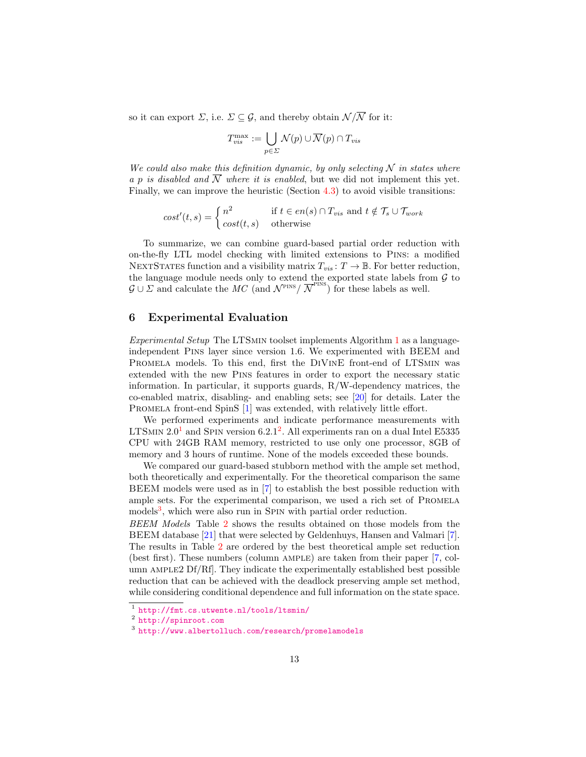so it can export $\Sigma$, i.e. $\Sigma \subseteq \mathcal{G}$, and thereby obtain $\mathcal{N}/\overline{\mathcal{N}}$ for it:

$$T_{vis}^{\max} := \bigcup_{p \in \Sigma} \mathcal{N}(p) \cup \overline{\mathcal{N}}(p) \cap T_{vis}$$

*We could also make this definition dynamic, by only selecting $\mathcal{N}$ in states where a $p$ is disabled and $\overline{\mathcal{N}}$ where it is enabled*, but we did not implement this yet. Finally, we can improve the heuristic (Section 4.3) to avoid visible transitions:

$$cost'(t, s) = \begin{cases} n^2 & \text{if } t \in en(s) \cap T_{vis} \text{ and } t \notin \mathcal{T}_s \cup \mathcal{T}_{work} \\ cost(t, s) & \text{otherwise} \end{cases}$$

To summarize, we can combine guard-based partial order reduction with on-the-fly LTL model checking with limited extensions to Pins: a modified NextStates function and a visibility matrix $T_{vis} : T \rightarrow \mathbb{B}$. For better reduction, the language module needs only to extend the exported state labels from $\mathcal{G}$ to $\mathcal{G} \cup \Sigma$ and calculate the $MC$ (and $\mathcal{N}^{\text{PINS}}/\ \overline{\mathcal{N}}^{\text{PINS}}$) for these labels as well.

## 6 Experimental Evaluation

*Experimental Setup* The LTSmin toolset implements Algorithm 1 as a language-independent Pins layer since version 1.6. We experimented with BEEM and Promela models. To this end, first the DiVinE front-end of LTSmin was extended with the new Pins features in order to export the necessary static information. In particular, it supports guards, R/W-dependency matrices, the co-enabled matrix, disabling- and enabling sets; see [20] for details. Later the Promela front-end SpinS [1] was extended, with relatively little effort.

We performed experiments and indicate performance measurements with LTSmin 2.0[1] and Spin version 6.2.1[2]. All experiments ran on a dual Intel E5335 CPU with 24GB RAM memory, restricted to use only one processor, 8GB of memory and 3 hours of runtime. None of the models exceeded these bounds.

We compared our guard-based stubborn method with the ample set method, both theoretically and experimentally. For the theoretical comparison the same BEEM models were used as in [7] to establish the best possible reduction with ample sets. For the experimental comparison, we used a rich set of Promela models[3], which were also run in Spin with partial order reduction.

*BEEM Models* Table 2 shows the results obtained on those models from the BEEM database [21] that were selected by Geldenhuys, Hansen and Valmari [7]. The results in Table 2 are ordered by the best theoretical ample set reduction (best first). These numbers (column ample) are taken from their paper [7, column ample2 Df/Rf]. They indicate the experimentally established best possible reduction that can be achieved with the deadlock preserving ample set method, while considering conditional dependence and full information on the state space.

[1] http://fmt.cs.utwente.nl/tools/ltsmin/

[2] http://spinroot.com

[3] http://www.albertolluch.com/research/promelamodels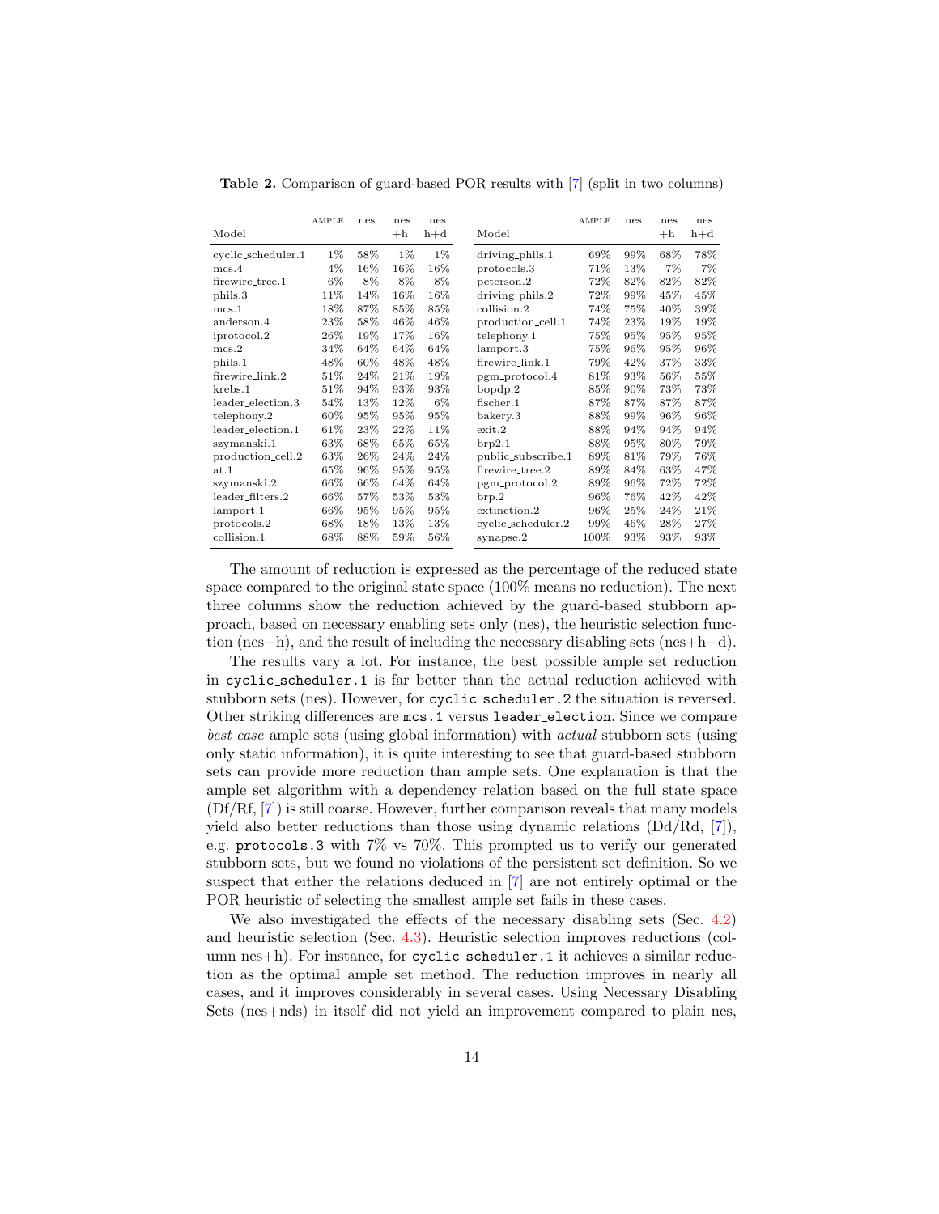**Table 2.** Comparison of guard-based POR results with [7] (split in two columns)

| Model | AMPLE | nes | nes +h | nes h+d | Model | AMPLE | nes | nes +h | nes h+d |
|---|---|---|---|---|---|---|---|---|---|
| cyclic_scheduler.1 | 1% | 58% | 1% | 1% | driving_phils.1 | 69% | 99% | 68% | 78% |
| mcs.4 | 4% | 16% | 16% | 16% | protocols.3 | 71% | 13% | 7% | 7% |
| firewire_tree.1 | 6% | 8% | 8% | 8% | peterson.2 | 72% | 82% | 82% | 82% |
| phils.3 | 11% | 14% | 16% | 16% | driving_phils.2 | 72% | 99% | 45% | 45% |
| mcs.1 | 18% | 87% | 85% | 85% | collision.2 | 74% | 75% | 40% | 39% |
| anderson.4 | 23% | 58% | 46% | 46% | production_cell.1 | 74% | 23% | 19% | 19% |
| iprotocol.2 | 26% | 19% | 17% | 16% | telephony.1 | 75% | 95% | 95% | 95% |
| mcs.2 | 34% | 64% | 64% | 64% | lamport.3 | 75% | 96% | 95% | 96% |
| phils.1 | 48% | 60% | 48% | 48% | firewire_link.1 | 79% | 42% | 37% | 33% |
| firewire_link.2 | 51% | 24% | 21% | 19% | pgm_protocol.4 | 81% | 93% | 56% | 55% |
| krebs.1 | 51% | 94% | 93% | 93% | bopdp.2 | 85% | 90% | 73% | 73% |
| leader_election.3 | 54% | 13% | 12% | 6% | fischer.1 | 87% | 87% | 87% | 87% |
| telephony.2 | 60% | 95% | 95% | 95% | bakery.3 | 88% | 99% | 96% | 96% |
| leader_election.1 | 61% | 23% | 22% | 11% | exit.2 | 88% | 94% | 94% | 94% |
| szymanski.1 | 63% | 68% | 65% | 65% | brp2.1 | 88% | 95% | 80% | 79% |
| production_cell.2 | 63% | 26% | 24% | 24% | public_subscribe.1 | 89% | 81% | 79% | 76% |
| at.1 | 65% | 96% | 95% | 95% | firewire_tree.2 | 89% | 84% | 63% | 47% |
| szymanski.2 | 66% | 66% | 64% | 64% | pgm_protocol.2 | 89% | 96% | 72% | 72% |
| leader_filters.2 | 66% | 57% | 53% | 53% | brp.2 | 96% | 76% | 42% | 42% |
| lamport.1 | 66% | 95% | 95% | 95% | extinction.2 | 96% | 25% | 24% | 21% |
| protocols.2 | 68% | 18% | 13% | 13% | cyclic_scheduler.2 | 99% | 46% | 28% | 27% |
| collision.1 | 68% | 88% | 59% | 56% | synapse.2 | 100% | 93% | 93% | 93% |

The amount of reduction is expressed as the percentage of the reduced state space compared to the original state space (100% means no reduction). The next three columns show the reduction achieved by the guard-based stubborn approach, based on necessary enabling sets only (nes), the heuristic selection function (nes+h), and the result of including the necessary disabling sets (nes+h+d).

The results vary a lot. For instance, the best possible ample set reduction in `cyclic_scheduler.1` is far better than the actual reduction achieved with stubborn sets (nes). However, for `cyclic_scheduler.2` the situation is reversed. Other striking differences are `mcs.1` versus `leader_election`. Since we compare *best case* ample sets (using global information) with *actual* stubborn sets (using only static information), it is quite interesting to see that guard-based stubborn sets can provide more reduction than ample sets. One explanation is that the ample set algorithm with a dependency relation based on the full state space (Df/Rf, [7]) is still coarse. However, further comparison reveals that many models yield also better reductions than those using dynamic relations (Dd/Rd, [7]), e.g. `protocols.3` with 7% vs 70%. This prompted us to verify our generated stubborn sets, but we found no violations of the persistent set definition. So we suspect that either the relations deduced in [7] are not entirely optimal or the POR heuristic of selecting the smallest ample set fails in these cases.

We also investigated the effects of the necessary disabling sets (Sec. 4.2) and heuristic selection (Sec. 4.3). Heuristic selection improves reductions (column nes+h). For instance, for `cyclic_scheduler.1` it achieves a similar reduction as the optimal ample set method. The reduction improves in nearly all cases, and it improves considerably in several cases. Using Necessary Disabling Sets (nes+nds) in itself did not yield an improvement compared to plain nes,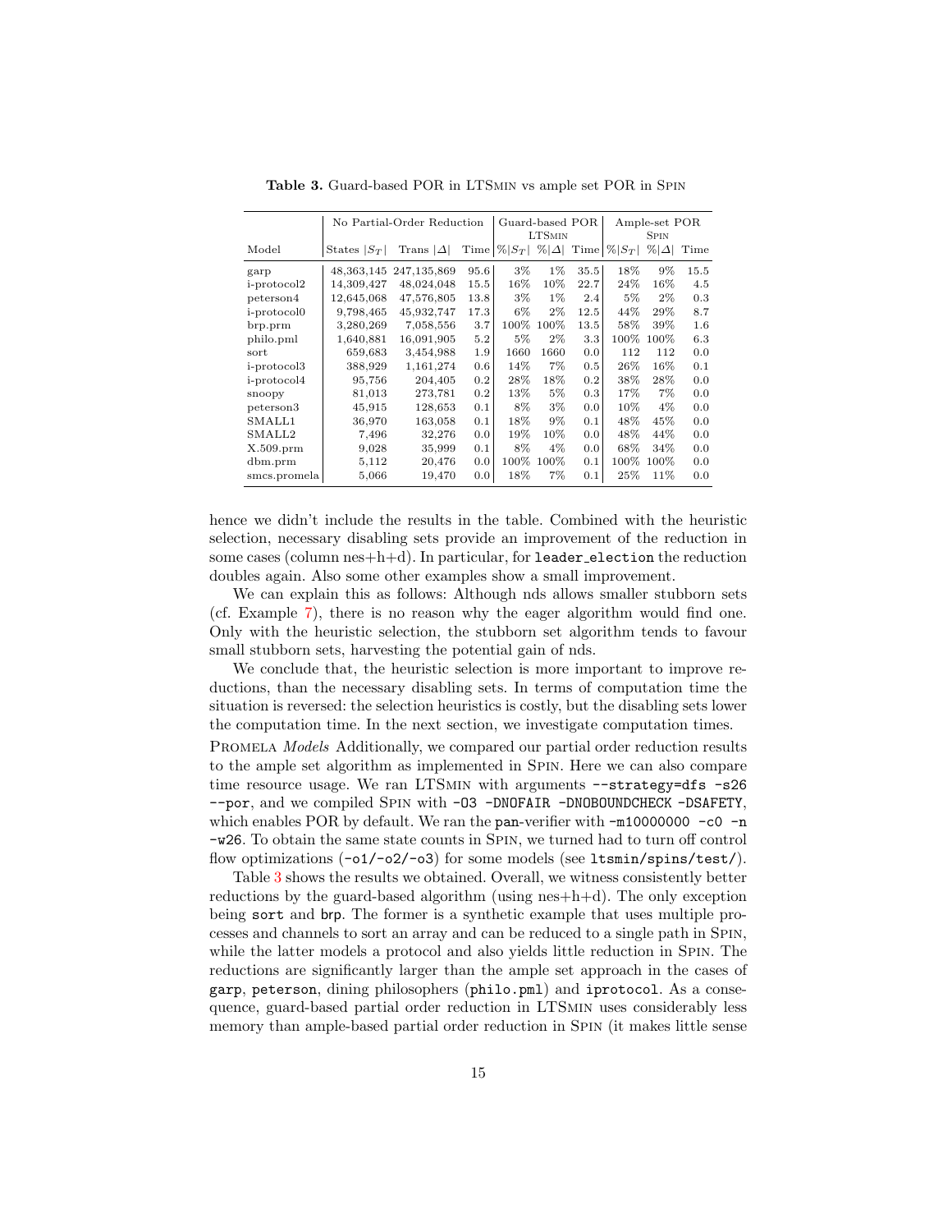**Table 3.** Guard-based POR in LTSmin vs ample set POR in Spin

| | No Partial-Order Reduction | | | Guard-based POR LTSmin | | | Ample-set POR Spin | | |
|---|---|---|---|---|---|---|---|---|---|
| Model | States $\lvert S_T \rvert$ | Trans $\lvert \Delta \rvert$ | Time | $\%\lvert S_T \rvert$ | $\%\lvert \Delta \rvert$ | Time | $\%\lvert S_T \rvert$ | $\%\lvert \Delta \rvert$ | Time |
| garp | 48,363,145 | 247,135,869 | 95.6 | 3% | 1% | 35.5 | 18% | 9% | 15.5 |
| i-protocol2 | 14,309,427 | 48,024,048 | 15.5 | 16% | 10% | 22.7 | 24% | 16% | 4.5 |
| peterson4 | 12,645,068 | 47,576,805 | 13.8 | 3% | 1% | 2.4 | 5% | 2% | 0.3 |
| i-protocol0 | 9,798,465 | 45,932,747 | 17.3 | 6% | 2% | 12.5 | 44% | 29% | 8.7 |
| brp.prm | 3,280,269 | 7,058,556 | 3.7 | 100% | 100% | 13.5 | 58% | 39% | 1.6 |
| philo.pml | 1,640,881 | 16,091,905 | 5.2 | 5% | 2% | 3.3 | 100% | 100% | 6.3 |
| sort | 659,683 | 3,454,988 | 1.9 | 1660 | 1660 | 0.0 | 112 | 112 | 0.0 |
| i-protocol3 | 388,929 | 1,161,274 | 0.6 | 14% | 7% | 0.5 | 26% | 16% | 0.1 |
| i-protocol4 | 95,756 | 204,405 | 0.2 | 28% | 18% | 0.2 | 38% | 28% | 0.0 |
| snoopy | 81,013 | 273,781 | 0.2 | 13% | 5% | 0.3 | 17% | 7% | 0.0 |
| peterson3 | 45,915 | 128,653 | 0.1 | 8% | 3% | 0.0 | 10% | 4% | 0.0 |
| SMALL1 | 36,970 | 163,058 | 0.1 | 18% | 9% | 0.1 | 48% | 45% | 0.0 |
| SMALL2 | 7,496 | 32,276 | 0.0 | 19% | 10% | 0.0 | 48% | 44% | 0.0 |
| X.509.prm | 9,028 | 35,999 | 0.1 | 8% | 4% | 0.0 | 68% | 34% | 0.0 |
| dbm.prm | 5,112 | 20,476 | 0.0 | 100% | 100% | 0.1 | 100% | 100% | 0.0 |
| smcs.promela | 5,066 | 19,470 | 0.0 | 18% | 7% | 0.1 | 25% | 11% | 0.0 |

hence we didn't include the results in the table. Combined with the heuristic selection, necessary disabling sets provide an improvement of the reduction in some cases (column nes+h+d). In particular, for `leader_election` the reduction doubles again. Also some other examples show a small improvement.

We can explain this as follows: Although nds allows smaller stubborn sets (cf. Example 7), there is no reason why the eager algorithm would find one. Only with the heuristic selection, the stubborn set algorithm tends to favour small stubborn sets, harvesting the potential gain of nds.

We conclude that, the heuristic selection is more important to improve reductions, than the necessary disabling sets. In terms of computation time the situation is reversed: the selection heuristics is costly, but the disabling sets lower the computation time. In the next section, we investigate computation times.

Promela *Models* Additionally, we compared our partial order reduction results to the ample set algorithm as implemented in Spin. Here we can also compare time resource usage. We ran LTSmin with arguments `--strategy=dfs -s26 --por`, and we compiled Spin with `-O3 -DNOFAIR -DNOBOUNDCHECK -DSAFETY`, which enables POR by default. We ran the `pan`-verifier with `-m10000000 -c0 -n -w26`. To obtain the same state counts in Spin, we turned had to turn off control flow optimizations (`-o1/-o2/-o3`) for some models (see `ltsmin/spins/test/`).

Table 3 shows the results we obtained. Overall, we witness consistently better reductions by the guard-based algorithm (using nes+h+d). The only exception being `sort` and `brp`. The former is a synthetic example that uses multiple processes and channels to sort an array and can be reduced to a single path in Spin, while the latter models a protocol and also yields little reduction in Spin. The reductions are significantly larger than the ample set approach in the cases of `garp`, `peterson`, dining philosophers (`philo.pml`) and `iprotocol`. As a consequence, guard-based partial order reduction in LTSmin uses considerably less memory than ample-based partial order reduction in Spin (it makes little sense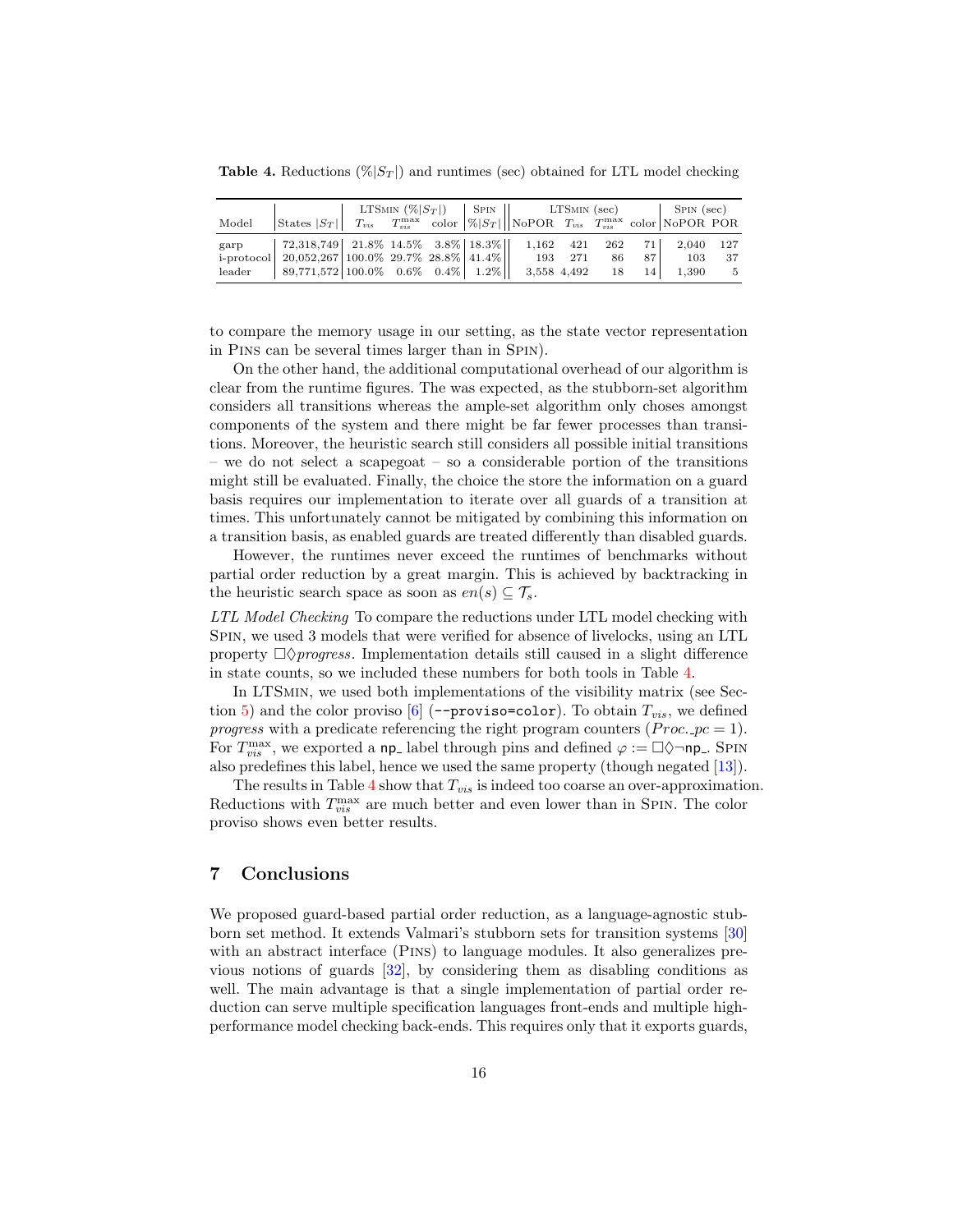**Table 4.** Reductions ($\%|S_T|$) and runtimes (sec) obtained for LTL model checking

| Model | States $\|S_T\|$ | LTSmin ($\%\|S_T\|$) $T_{vis}$ | $T_{vis}^{\max}$ | color | Spin $\%\|S_T\|$ | LTSmin (sec) NoPOR | $T_{vis}$ | $T_{vis}^{\max}$ | color | Spin (sec) NoPOR | POR |
|---|---|---|---|---|---|---|---|---|---|---|---|
| garp | 72,318,749 | 21.8% | 14.5% | 3.8% | 18.3% | 1,162 | 421 | 262 | 71 | 2,040 | 127 |
| i-protocol | 20,052,267 | 100.0% | 29.7% | 28.8% | 41.4% | 193 | 271 | 86 | 87 | 103 | 37 |
| leader | 89,771,572 | 100.0% | 0.6% | 0.4% | 1.2% | 3,558 | 4,492 | 18 | 14 | 1,390 | 5 |

to compare the memory usage in our setting, as the state vector representation in Pins can be several times larger than in Spin).

On the other hand, the additional computational overhead of our algorithm is clear from the runtime figures. The was expected, as the stubborn-set algorithm considers all transitions whereas the ample-set algorithm only choses amongst components of the system and there might be far fewer processes than transitions. Moreover, the heuristic search still considers all possible initial transitions – we do not select a scapegoat – so a considerable portion of the transitions might still be evaluated. Finally, the choice the store the information on a guard basis requires our implementation to iterate over all guards of a transition at times. This unfortunately cannot be mitigated by combining this information on a transition basis, as enabled guards are treated differently than disabled guards.

However, the runtimes never exceed the runtimes of benchmarks without partial order reduction by a great margin. This is achieved by backtracking in the heuristic search space as soon as $en(s) \subseteq \mathcal{T}_s$.

*LTL Model Checking* To compare the reductions under LTL model checking with Spin, we used 3 models that were verified for absence of livelocks, using an LTL property $\Box\Diamond progress$. Implementation details still caused in a slight difference in state counts, so we included these numbers for both tools in Table 4.

In LTSmin, we used both implementations of the visibility matrix (see Section 5) and the color proviso [6] (`--proviso=color`). To obtain $T_{vis}$, we defined *progress* with a predicate referencing the right program counters ($Proc.\_pc = 1$). For $T_{vis}^{\max}$, we exported a `np_` label through pins and defined $\varphi := \Box\Diamond\neg$`np_`. Spin also predefines this label, hence we used the same property (though negated [13]).

The results in Table 4 show that $T_{vis}$ is indeed too coarse an over-approximation. Reductions with $T_{vis}^{\max}$ are much better and even lower than in Spin. The color proviso shows even better results.

## 7 Conclusions

We proposed guard-based partial order reduction, as a language-agnostic stubborn set method. It extends Valmari's stubborn sets for transition systems [30] with an abstract interface (Pins) to language modules. It also generalizes previous notions of guards [32], by considering them as disabling conditions as well. The main advantage is that a single implementation of partial order reduction can serve multiple specification languages front-ends and multiple high-performance model checking back-ends. This requires only that it exports guards,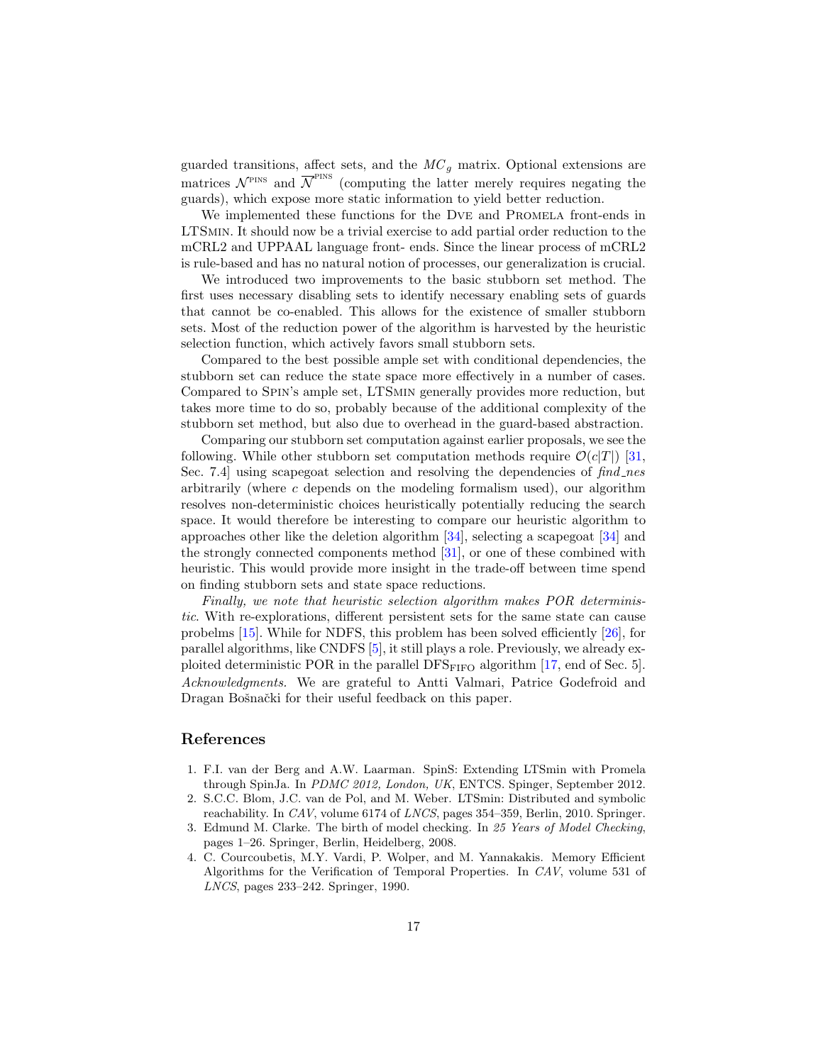guarded transitions, affect sets, and the $MC_g$ matrix. Optional extensions are matrices $\mathcal{N}^{\text{PINS}}$ and $\overline{\mathcal{N}}^{\text{PINS}}$ (computing the latter merely requires negating the guards), which expose more static information to yield better reduction.

We implemented these functions for the DVE and PROMELA front-ends in LTSMIN. It should now be a trivial exercise to add partial order reduction to the mCRL2 and UPPAAL language front- ends. Since the linear process of mCRL2 is rule-based and has no natural notion of processes, our generalization is crucial.

We introduced two improvements to the basic stubborn set method. The first uses necessary disabling sets to identify necessary enabling sets of guards that cannot be co-enabled. This allows for the existence of smaller stubborn sets. Most of the reduction power of the algorithm is harvested by the heuristic selection function, which actively favors small stubborn sets.

Compared to the best possible ample set with conditional dependencies, the stubborn set can reduce the state space more effectively in a number of cases. Compared to SPIN's ample set, LTSMIN generally provides more reduction, but takes more time to do so, probably because of the additional complexity of the stubborn set method, but also due to overhead in the guard-based abstraction.

Comparing our stubborn set computation against earlier proposals, we see the following. While other stubborn set computation methods require $\mathcal{O}(c|T|)$ [31, Sec. 7.4] using scapegoat selection and resolving the dependencies of *find_nes* arbitrarily (where $c$ depends on the modeling formalism used), our algorithm resolves non-deterministic choices heuristically potentially reducing the search space. It would therefore be interesting to compare our heuristic algorithm to approaches other like the deletion algorithm [34], selecting a scapegoat [34] and the strongly connected components method [31], or one of these combined with heuristic. This would provide more insight in the trade-off between time spend on finding stubborn sets and state space reductions.

*Finally, we note that heuristic selection algorithm makes POR deterministic.* With re-explorations, different persistent sets for the same state can cause probelms [15]. While for NDFS, this problem has been solved efficiently [26], for parallel algorithms, like CNDFS [5], it still plays a role. Previously, we already exploited deterministic POR in the parallel $\text{DFS}_{\text{FIFO}}$ algorithm [17, end of Sec. 5].

*Acknowledgments.* We are grateful to Antti Valmari, Patrice Godefroid and Dragan Bošnački for their useful feedback on this paper.

## References

1. F.I. van der Berg and A.W. Laarman. SpinS: Extending LTSmin with Promela through SpinJa. In *PDMC 2012, London, UK*, ENTCS. Spinger, September 2012.
2. S.C.C. Blom, J.C. van de Pol, and M. Weber. LTSmin: Distributed and symbolic reachability. In *CAV*, volume 6174 of *LNCS*, pages 354–359, Berlin, 2010. Springer.
3. Edmund M. Clarke. The birth of model checking. In *25 Years of Model Checking*, pages 1–26. Springer, Berlin, Heidelberg, 2008.
4. C. Courcoubetis, M.Y. Vardi, P. Wolper, and M. Yannakakis. Memory Efficient Algorithms for the Verification of Temporal Properties. In *CAV*, volume 531 of *LNCS*, pages 233–242. Springer, 1990.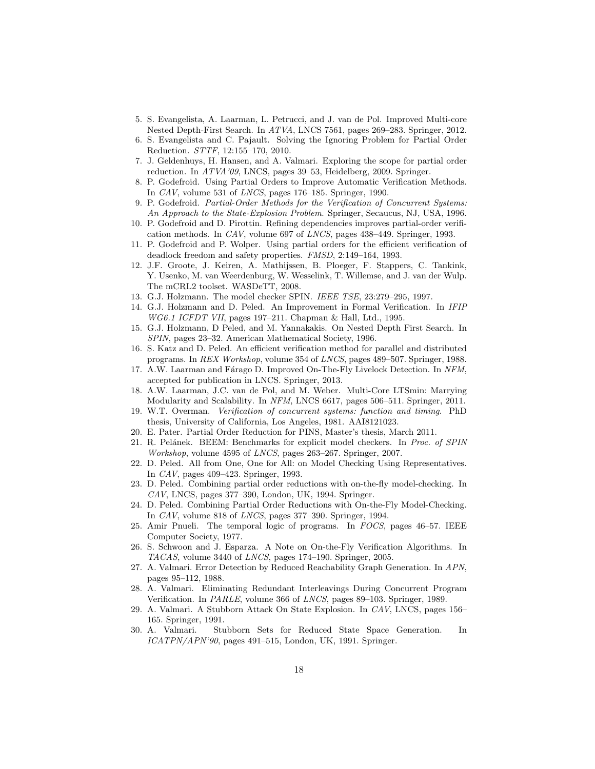5. S. Evangelista, A. Laarman, L. Petrucci, and J. van de Pol. Improved Multi-core Nested Depth-First Search. In *ATVA*, LNCS 7561, pages 269–283. Springer, 2012.
6. S. Evangelista and C. Pajault. Solving the Ignoring Problem for Partial Order Reduction. *STTF*, 12:155–170, 2010.
7. J. Geldenhuys, H. Hansen, and A. Valmari. Exploring the scope for partial order reduction. In *ATVA'09*, LNCS, pages 39–53, Heidelberg, 2009. Springer.
8. P. Godefroid. Using Partial Orders to Improve Automatic Verification Methods. In *CAV*, volume 531 of *LNCS*, pages 176–185. Springer, 1990.
9. P. Godefroid. *Partial-Order Methods for the Verification of Concurrent Systems: An Approach to the State-Explosion Problem*. Springer, Secaucus, NJ, USA, 1996.
10. P. Godefroid and D. Pirottin. Refining dependencies improves partial-order verification methods. In *CAV*, volume 697 of *LNCS*, pages 438–449. Springer, 1993.
11. P. Godefroid and P. Wolper. Using partial orders for the efficient verification of deadlock freedom and safety properties. *FMSD*, 2:149–164, 1993.
12. J.F. Groote, J. Keiren, A. Mathijssen, B. Ploeger, F. Stappers, C. Tankink, Y. Usenko, M. van Weerdenburg, W. Wesselink, T. Willemse, and J. van der Wulp. The mCRL2 toolset. WASDeTT, 2008.
13. G.J. Holzmann. The model checker SPIN. *IEEE TSE*, 23:279–295, 1997.
14. G.J. Holzmann and D. Peled. An Improvement in Formal Verification. In *IFIP WG6.1 ICFDT VII*, pages 197–211. Chapman & Hall, Ltd., 1995.
15. G.J. Holzmann, D Peled, and M. Yannakakis. On Nested Depth First Search. In *SPIN*, pages 23–32. American Mathematical Society, 1996.
16. S. Katz and D. Peled. An efficient verification method for parallel and distributed programs. In *REX Workshop*, volume 354 of *LNCS*, pages 489–507. Springer, 1988.
17. A.W. Laarman and Fárago D. Improved On-The-Fly Livelock Detection. In *NFM*, accepted for publication in LNCS. Springer, 2013.
18. A.W. Laarman, J.C. van de Pol, and M. Weber. Multi-Core LTSmin: Marrying Modularity and Scalability. In *NFM*, LNCS 6617, pages 506–511. Springer, 2011.
19. W.T. Overman. *Verification of concurrent systems: function and timing*. PhD thesis, University of California, Los Angeles, 1981. AAI8121023.
20. E. Pater. Partial Order Reduction for PINS, Master's thesis, March 2011.
21. R. Pelánek. BEEM: Benchmarks for explicit model checkers. In *Proc. of SPIN Workshop*, volume 4595 of *LNCS*, pages 263–267. Springer, 2007.
22. D. Peled. All from One, One for All: on Model Checking Using Representatives. In *CAV*, pages 409–423. Springer, 1993.
23. D. Peled. Combining partial order reductions with on-the-fly model-checking. In *CAV*, LNCS, pages 377–390, London, UK, 1994. Springer.
24. D. Peled. Combining Partial Order Reductions with On-the-Fly Model-Checking. In *CAV*, volume 818 of *LNCS*, pages 377–390. Springer, 1994.
25. Amir Pnueli. The temporal logic of programs. In *FOCS*, pages 46–57. IEEE Computer Society, 1977.
26. S. Schwoon and J. Esparza. A Note on On-the-Fly Verification Algorithms. In *TACAS*, volume 3440 of *LNCS*, pages 174–190. Springer, 2005.
27. A. Valmari. Error Detection by Reduced Reachability Graph Generation. In *APN*, pages 95–112, 1988.
28. A. Valmari. Eliminating Redundant Interleavings During Concurrent Program Verification. In *PARLE*, volume 366 of *LNCS*, pages 89–103. Springer, 1989.
29. A. Valmari. A Stubborn Attack On State Explosion. In *CAV*, LNCS, pages 156–165. Springer, 1991.
30. A. Valmari. Stubborn Sets for Reduced State Space Generation. In *ICATPN/APN'90*, pages 491–515, London, UK, 1991. Springer.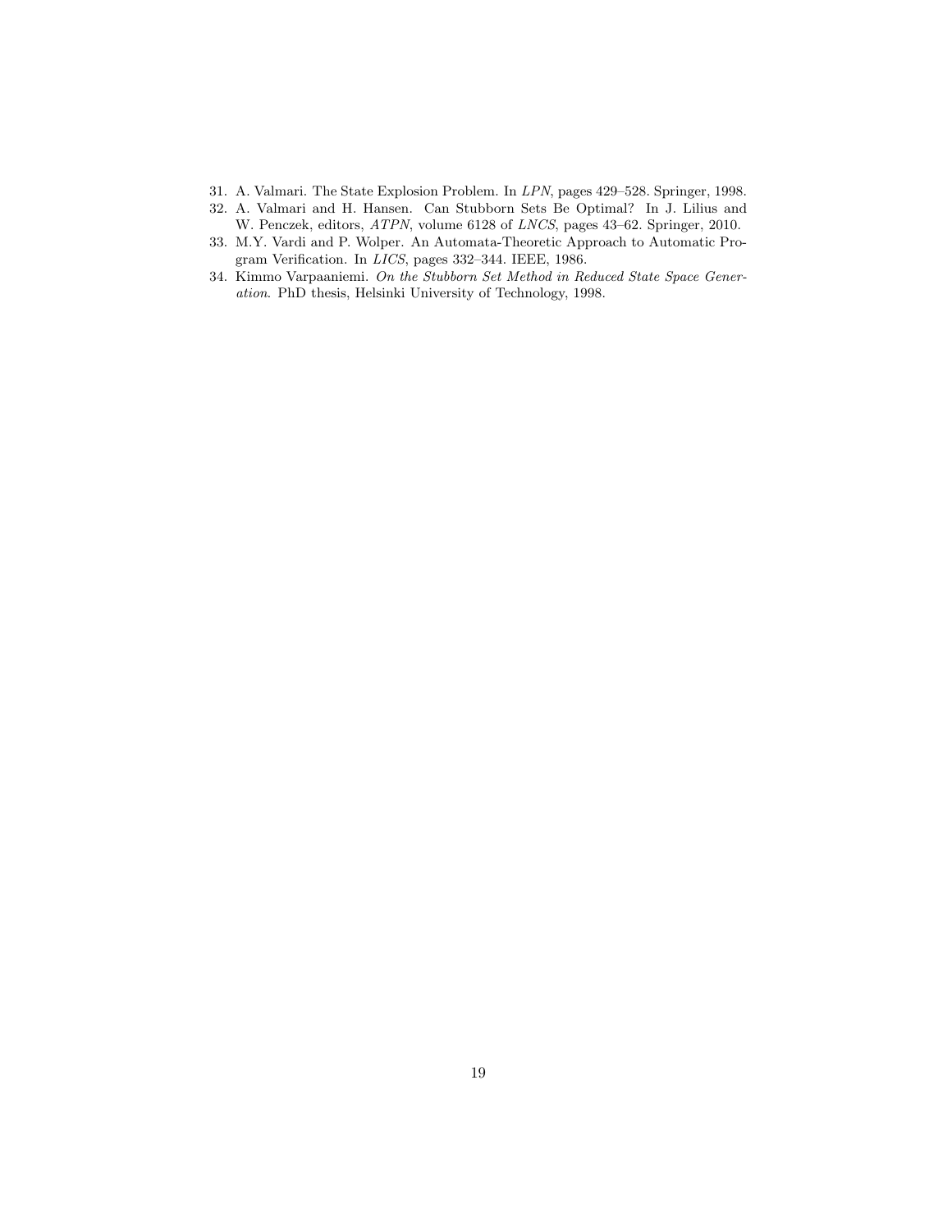31. A. Valmari. The State Explosion Problem. In *LPN*, pages 429–528. Springer, 1998.
32. A. Valmari and H. Hansen. Can Stubborn Sets Be Optimal? In J. Lilius and W. Penczek, editors, *ATPN*, volume 6128 of *LNCS*, pages 43–62. Springer, 2010.
33. M.Y. Vardi and P. Wolper. An Automata-Theoretic Approach to Automatic Program Verification. In *LICS*, pages 332–344. IEEE, 1986.
34. Kimmo Varpaaniemi. *On the Stubborn Set Method in Reduced State Space Generation*. PhD thesis, Helsinki University of Technology, 1998.